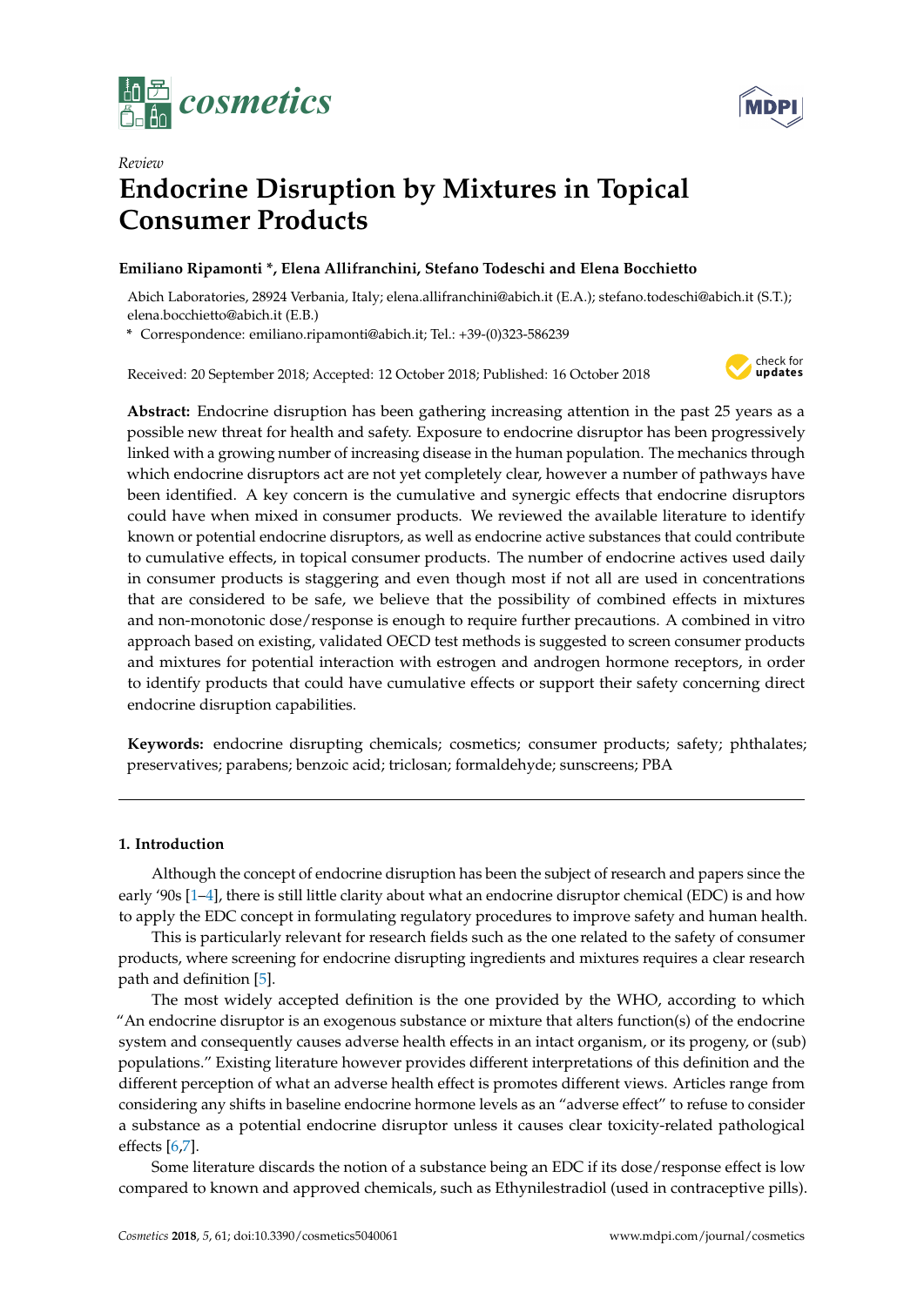*Review*

# Endocrine Disruption by Mixtures in Topical Consumer Products

**Emiliano Ripamonti \*, Elena Allifranchini, Stefano Todeschi and Elena Bocchietto**

Abich Laboratories, 28924 Verbania, Italy; elena.allifranchini@abich.it (E.A.); stefano.todeschi@abich.it (S.T.); elena.bocchietto@abich.it (E.B.)

\* Correspondence: emiliano.ripamonti@abich.it; Tel.: +39-(0)323-586239

Received: 20 September 2018; Accepted: 12 October 2018; Published: 16 October 2018

**Abstract:** Endocrine disruption has been gathering increasing attention in the past 25 years as a possible new threat for health and safety. Exposure to endocrine disruptor has been progressively linked with a growing number of increasing disease in the human population. The mechanics through which endocrine disruptors act are not yet completely clear, however a number of pathways have been identified. A key concern is the cumulative and synergic effects that endocrine disruptors could have when mixed in consumer products. We reviewed the available literature to identify known or potential endocrine disruptors, as well as endocrine active substances that could contribute to cumulative effects, in topical consumer products. The number of endocrine actives used daily in consumer products is staggering and even though most if not all are used in concentrations that are considered to be safe, we believe that the possibility of combined effects in mixtures and non-monotonic dose/response is enough to require further precautions. A combined in vitro approach based on existing, validated OECD test methods is suggested to screen consumer products and mixtures for potential interaction with estrogen and androgen hormone receptors, in order to identify products that could have cumulative effects or support their safety concerning direct endocrine disruption capabilities.

**Keywords:** endocrine disrupting chemicals; cosmetics; consumer products; safety; phthalates; preservatives; parabens; benzoic acid; triclosan; formaldehyde; sunscreens; PBA

## 1. Introduction

Although the concept of endocrine disruption has been the subject of research and papers since the early '90s [1–4], there is still little clarity about what an endocrine disruptor chemical (EDC) is and how to apply the EDC concept in formulating regulatory procedures to improve safety and human health.

This is particularly relevant for research fields such as the one related to the safety of consumer products, where screening for endocrine disrupting ingredients and mixtures requires a clear research path and definition [5].

The most widely accepted definition is the one provided by the WHO, according to which "An endocrine disruptor is an exogenous substance or mixture that alters function(s) of the endocrine system and consequently causes adverse health effects in an intact organism, or its progeny, or (sub) populations." Existing literature however provides different interpretations of this definition and the different perception of what an adverse health effect is promotes different views. Articles range from considering any shifts in baseline endocrine hormone levels as an "adverse effect" to refuse to consider a substance as a potential endocrine disruptor unless it causes clear toxicity-related pathological effects [6,7].

Some literature discards the notion of a substance being an EDC if its dose/response effect is low compared to known and approved chemicals, such as Ethynilestradiol (used in contraceptive pills).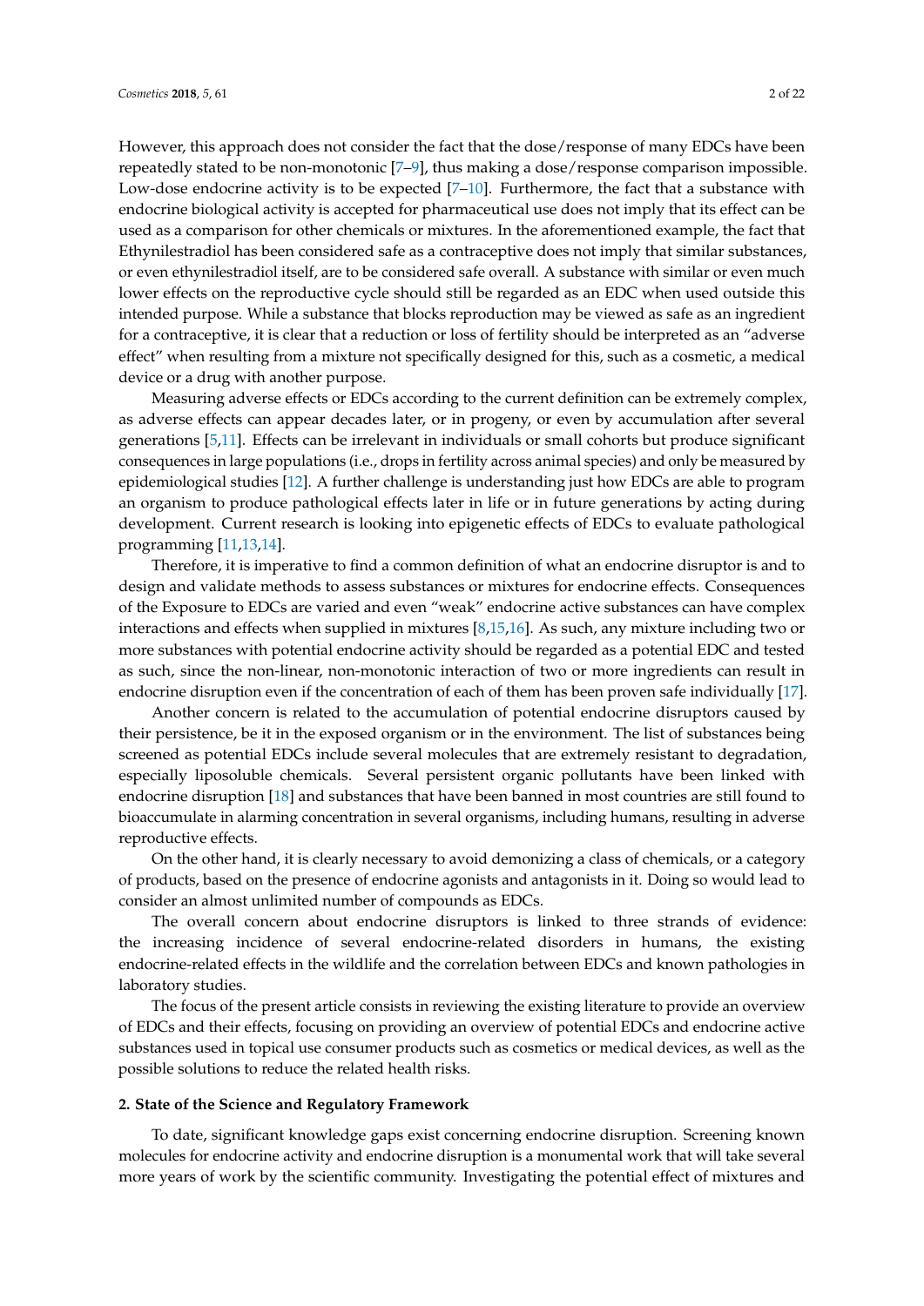However, this approach does not consider the fact that the dose/response of many EDCs have been repeatedly stated to be non-monotonic [7–9], thus making a dose/response comparison impossible. Low-dose endocrine activity is to be expected [7–10]. Furthermore, the fact that a substance with endocrine biological activity is accepted for pharmaceutical use does not imply that its effect can be used as a comparison for other chemicals or mixtures. In the aforementioned example, the fact that Ethynilestradiol has been considered safe as a contraceptive does not imply that similar substances, or even ethynilestradiol itself, are to be considered safe overall. A substance with similar or even much lower effects on the reproductive cycle should still be regarded as an EDC when used outside this intended purpose. While a substance that blocks reproduction may be viewed as safe as an ingredient for a contraceptive, it is clear that a reduction or loss of fertility should be interpreted as an "adverse effect" when resulting from a mixture not specifically designed for this, such as a cosmetic, a medical device or a drug with another purpose.

Measuring adverse effects or EDCs according to the current definition can be extremely complex, as adverse effects can appear decades later, or in progeny, or even by accumulation after several generations [5,11]. Effects can be irrelevant in individuals or small cohorts but produce significant consequences in large populations (i.e., drops in fertility across animal species) and only be measured by epidemiological studies [12]. A further challenge is understanding just how EDCs are able to program an organism to produce pathological effects later in life or in future generations by acting during development. Current research is looking into epigenetic effects of EDCs to evaluate pathological programming [11,13,14].

Therefore, it is imperative to find a common definition of what an endocrine disruptor is and to design and validate methods to assess substances or mixtures for endocrine effects. Consequences of the Exposure to EDCs are varied and even "weak" endocrine active substances can have complex interactions and effects when supplied in mixtures [8,15,16]. As such, any mixture including two or more substances with potential endocrine activity should be regarded as a potential EDC and tested as such, since the non-linear, non-monotonic interaction of two or more ingredients can result in endocrine disruption even if the concentration of each of them has been proven safe individually [17].

Another concern is related to the accumulation of potential endocrine disruptors caused by their persistence, be it in the exposed organism or in the environment. The list of substances being screened as potential EDCs include several molecules that are extremely resistant to degradation, especially liposoluble chemicals. Several persistent organic pollutants have been linked with endocrine disruption [18] and substances that have been banned in most countries are still found to bioaccumulate in alarming concentration in several organisms, including humans, resulting in adverse reproductive effects.

On the other hand, it is clearly necessary to avoid demonizing a class of chemicals, or a category of products, based on the presence of endocrine agonists and antagonists in it. Doing so would lead to consider an almost unlimited number of compounds as EDCs.

The overall concern about endocrine disruptors is linked to three strands of evidence: the increasing incidence of several endocrine-related disorders in humans, the existing endocrine-related effects in the wildlife and the correlation between EDCs and known pathologies in laboratory studies.

The focus of the present article consists in reviewing the existing literature to provide an overview of EDCs and their effects, focusing on providing an overview of potential EDCs and endocrine active substances used in topical use consumer products such as cosmetics or medical devices, as well as the possible solutions to reduce the related health risks.

## 2. State of the Science and Regulatory Framework

To date, significant knowledge gaps exist concerning endocrine disruption. Screening known molecules for endocrine activity and endocrine disruption is a monumental work that will take several more years of work by the scientific community. Investigating the potential effect of mixtures and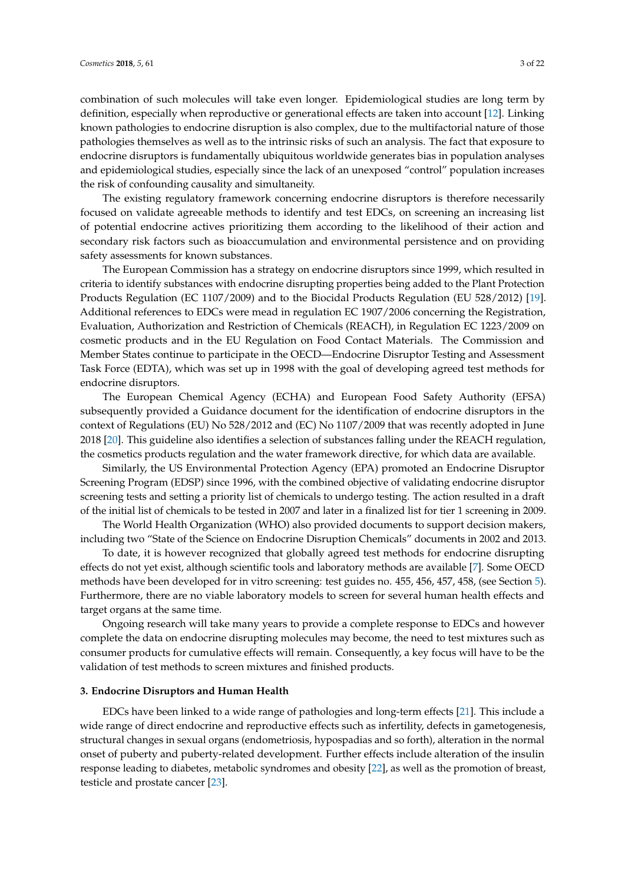combination of such molecules will take even longer. Epidemiological studies are long term by definition, especially when reproductive or generational effects are taken into account [12]. Linking known pathologies to endocrine disruption is also complex, due to the multifactorial nature of those pathologies themselves as well as to the intrinsic risks of such an analysis. The fact that exposure to endocrine disruptors is fundamentally ubiquitous worldwide generates bias in population analyses and epidemiological studies, especially since the lack of an unexposed "control" population increases the risk of confounding causality and simultaneity.

The existing regulatory framework concerning endocrine disruptors is therefore necessarily focused on validate agreeable methods to identify and test EDCs, on screening an increasing list of potential endocrine actives prioritizing them according to the likelihood of their action and secondary risk factors such as bioaccumulation and environmental persistence and on providing safety assessments for known substances.

The European Commission has a strategy on endocrine disruptors since 1999, which resulted in criteria to identify substances with endocrine disrupting properties being added to the Plant Protection Products Regulation (EC 1107/2009) and to the Biocidal Products Regulation (EU 528/2012) [19]. Additional references to EDCs were mead in regulation EC 1907/2006 concerning the Registration, Evaluation, Authorization and Restriction of Chemicals (REACH), in Regulation EC 1223/2009 on cosmetic products and in the EU Regulation on Food Contact Materials. The Commission and Member States continue to participate in the OECD—Endocrine Disruptor Testing and Assessment Task Force (EDTA), which was set up in 1998 with the goal of developing agreed test methods for endocrine disruptors.

The European Chemical Agency (ECHA) and European Food Safety Authority (EFSA) subsequently provided a Guidance document for the identification of endocrine disruptors in the context of Regulations (EU) No 528/2012 and (EC) No 1107/2009 that was recently adopted in June 2018 [20]. This guideline also identifies a selection of substances falling under the REACH regulation, the cosmetics products regulation and the water framework directive, for which data are available.

Similarly, the US Environmental Protection Agency (EPA) promoted an Endocrine Disruptor Screening Program (EDSP) since 1996, with the combined objective of validating endocrine disruptor screening tests and setting a priority list of chemicals to undergo testing. The action resulted in a draft of the initial list of chemicals to be tested in 2007 and later in a finalized list for tier 1 screening in 2009.

The World Health Organization (WHO) also provided documents to support decision makers, including two "State of the Science on Endocrine Disruption Chemicals" documents in 2002 and 2013.

To date, it is however recognized that globally agreed test methods for endocrine disrupting effects do not yet exist, although scientific tools and laboratory methods are available [7]. Some OECD methods have been developed for in vitro screening: test guides no. 455, 456, 457, 458, (see Section 5). Furthermore, there are no viable laboratory models to screen for several human health effects and target organs at the same time.

Ongoing research will take many years to provide a complete response to EDCs and however complete the data on endocrine disrupting molecules may become, the need to test mixtures such as consumer products for cumulative effects will remain. Consequently, a key focus will have to be the validation of test methods to screen mixtures and finished products.

## 3. Endocrine Disruptors and Human Health

EDCs have been linked to a wide range of pathologies and long-term effects [21]. This include a wide range of direct endocrine and reproductive effects such as infertility, defects in gametogenesis, structural changes in sexual organs (endometriosis, hypospadias and so forth), alteration in the normal onset of puberty and puberty-related development. Further effects include alteration of the insulin response leading to diabetes, metabolic syndromes and obesity [22], as well as the promotion of breast, testicle and prostate cancer [23].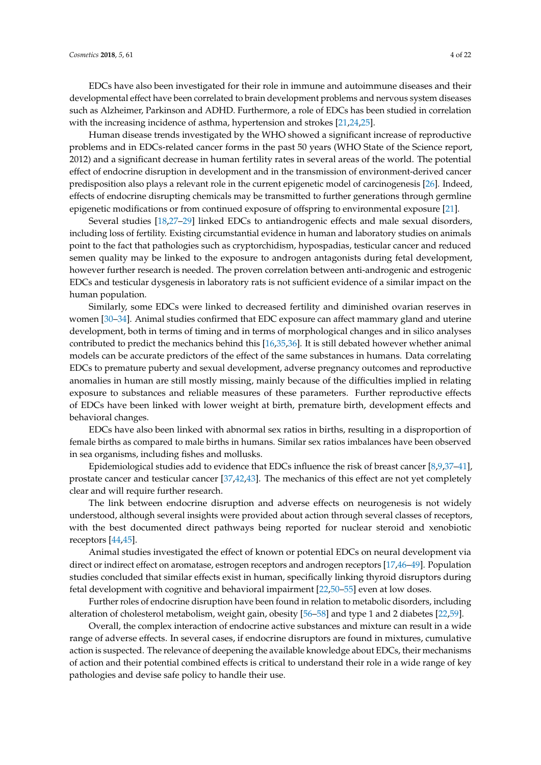EDCs have also been investigated for their role in immune and autoimmune diseases and their developmental effect have been correlated to brain development problems and nervous system diseases such as Alzheimer, Parkinson and ADHD. Furthermore, a role of EDCs has been studied in correlation with the increasing incidence of asthma, hypertension and strokes [21,24,25].

Human disease trends investigated by the WHO showed a significant increase of reproductive problems and in EDCs-related cancer forms in the past 50 years (WHO State of the Science report, 2012) and a significant decrease in human fertility rates in several areas of the world. The potential effect of endocrine disruption in development and in the transmission of environment-derived cancer predisposition also plays a relevant role in the current epigenetic model of carcinogenesis [26]. Indeed, effects of endocrine disrupting chemicals may be transmitted to further generations through germline epigenetic modifications or from continued exposure of offspring to environmental exposure [21].

Several studies [18,27–29] linked EDCs to antiandrogenic effects and male sexual disorders, including loss of fertility. Existing circumstantial evidence in human and laboratory studies on animals point to the fact that pathologies such as cryptorchidism, hypospadias, testicular cancer and reduced semen quality may be linked to the exposure to androgen antagonists during fetal development, however further research is needed. The proven correlation between anti-androgenic and estrogenic EDCs and testicular dysgenesis in laboratory rats is not sufficient evidence of a similar impact on the human population.

Similarly, some EDCs were linked to decreased fertility and diminished ovarian reserves in women [30–34]. Animal studies confirmed that EDC exposure can affect mammary gland and uterine development, both in terms of timing and in terms of morphological changes and in silico analyses contributed to predict the mechanics behind this [16,35,36]. It is still debated however whether animal models can be accurate predictors of the effect of the same substances in humans. Data correlating EDCs to premature puberty and sexual development, adverse pregnancy outcomes and reproductive anomalies in human are still mostly missing, mainly because of the difficulties implied in relating exposure to substances and reliable measures of these parameters. Further reproductive effects of EDCs have been linked with lower weight at birth, premature birth, development effects and behavioral changes.

EDCs have also been linked with abnormal sex ratios in births, resulting in a disproportion of female births as compared to male births in humans. Similar sex ratios imbalances have been observed in sea organisms, including fishes and mollusks.

Epidemiological studies add to evidence that EDCs influence the risk of breast cancer [8,9,37–41], prostate cancer and testicular cancer [37,42,43]. The mechanics of this effect are not yet completely clear and will require further research.

The link between endocrine disruption and adverse effects on neurogenesis is not widely understood, although several insights were provided about action through several classes of receptors, with the best documented direct pathways being reported for nuclear steroid and xenobiotic receptors [44,45].

Animal studies investigated the effect of known or potential EDCs on neural development via direct or indirect effect on aromatase, estrogen receptors and androgen receptors [17,46–49]. Population studies concluded that similar effects exist in human, specifically linking thyroid disruptors during fetal development with cognitive and behavioral impairment [22,50–55] even at low doses.

Further roles of endocrine disruption have been found in relation to metabolic disorders, including alteration of cholesterol metabolism, weight gain, obesity [56–58] and type 1 and 2 diabetes [22,59].

Overall, the complex interaction of endocrine active substances and mixture can result in a wide range of adverse effects. In several cases, if endocrine disruptors are found in mixtures, cumulative action is suspected. The relevance of deepening the available knowledge about EDCs, their mechanisms of action and their potential combined effects is critical to understand their role in a wide range of key pathologies and devise safe policy to handle their use.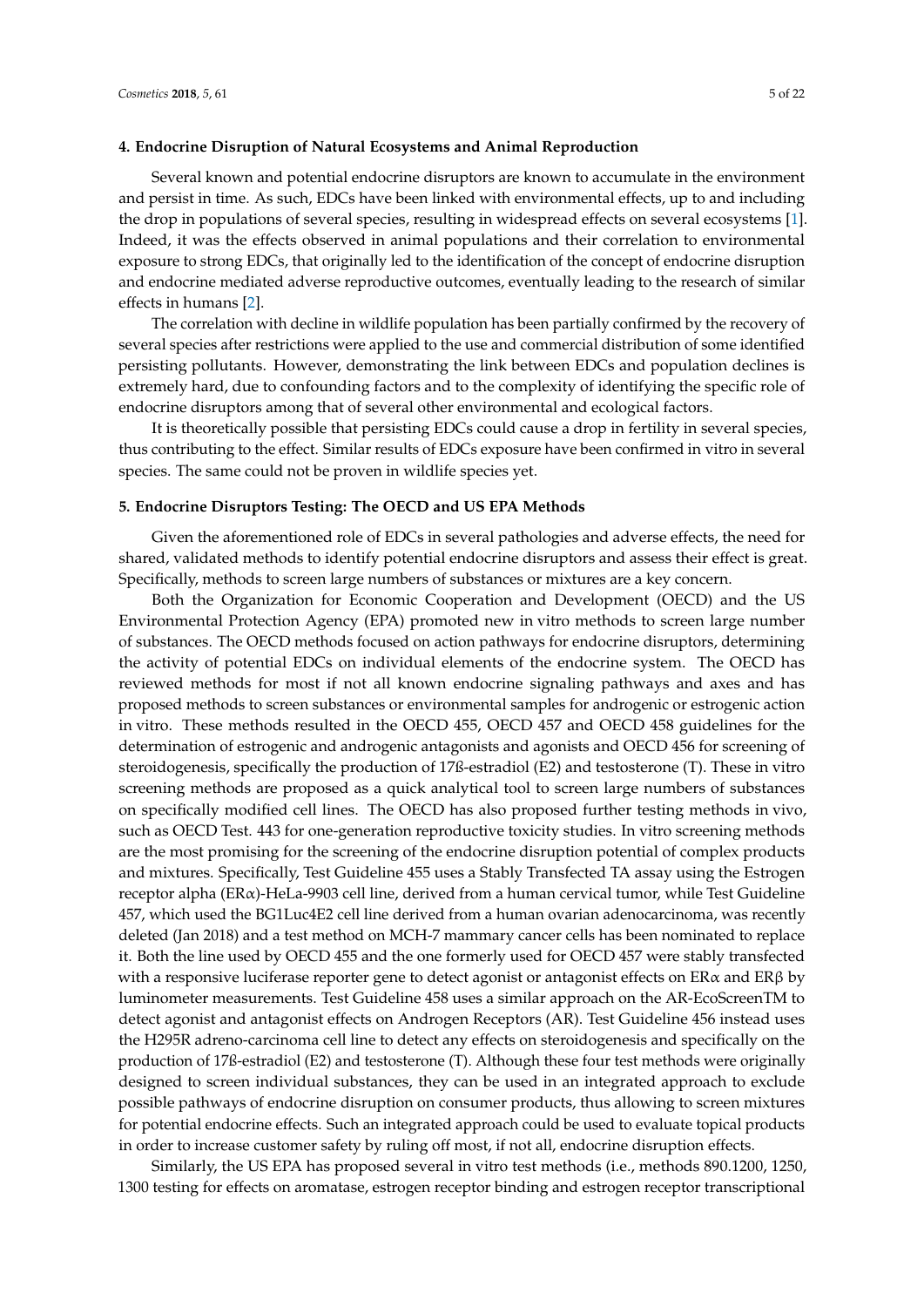## 4. Endocrine Disruption of Natural Ecosystems and Animal Reproduction

Several known and potential endocrine disruptors are known to accumulate in the environment and persist in time. As such, EDCs have been linked with environmental effects, up to and including the drop in populations of several species, resulting in widespread effects on several ecosystems [1]. Indeed, it was the effects observed in animal populations and their correlation to environmental exposure to strong EDCs, that originally led to the identification of the concept of endocrine disruption and endocrine mediated adverse reproductive outcomes, eventually leading to the research of similar effects in humans [2].

The correlation with decline in wildlife population has been partially confirmed by the recovery of several species after restrictions were applied to the use and commercial distribution of some identified persisting pollutants. However, demonstrating the link between EDCs and population declines is extremely hard, due to confounding factors and to the complexity of identifying the specific role of endocrine disruptors among that of several other environmental and ecological factors.

It is theoretically possible that persisting EDCs could cause a drop in fertility in several species, thus contributing to the effect. Similar results of EDCs exposure have been confirmed in vitro in several species. The same could not be proven in wildlife species yet.

## 5. Endocrine Disruptors Testing: The OECD and US EPA Methods

Given the aforementioned role of EDCs in several pathologies and adverse effects, the need for shared, validated methods to identify potential endocrine disruptors and assess their effect is great. Specifically, methods to screen large numbers of substances or mixtures are a key concern.

Both the Organization for Economic Cooperation and Development (OECD) and the US Environmental Protection Agency (EPA) promoted new in vitro methods to screen large number of substances. The OECD methods focused on action pathways for endocrine disruptors, determining the activity of potential EDCs on individual elements of the endocrine system. The OECD has reviewed methods for most if not all known endocrine signaling pathways and axes and has proposed methods to screen substances or environmental samples for androgenic or estrogenic action in vitro. These methods resulted in the OECD 455, OECD 457 and OECD 458 guidelines for the determination of estrogenic and androgenic antagonists and agonists and OECD 456 for screening of steroidogenesis, specifically the production of 17ß-estradiol (E2) and testosterone (T). These in vitro screening methods are proposed as a quick analytical tool to screen large numbers of substances on specifically modified cell lines. The OECD has also proposed further testing methods in vivo, such as OECD Test. 443 for one-generation reproductive toxicity studies. In vitro screening methods are the most promising for the screening of the endocrine disruption potential of complex products and mixtures. Specifically, Test Guideline 455 uses a Stably Transfected TA assay using the Estrogen receptor alpha (ERα)-HeLa-9903 cell line, derived from a human cervical tumor, while Test Guideline 457, which used the BG1Luc4E2 cell line derived from a human ovarian adenocarcinoma, was recently deleted (Jan 2018) and a test method on MCH-7 mammary cancer cells has been nominated to replace it. Both the line used by OECD 455 and the one formerly used for OECD 457 were stably transfected with a responsive luciferase reporter gene to detect agonist or antagonist effects on ERα and ERβ by luminometer measurements. Test Guideline 458 uses a similar approach on the AR-EcoScreenTM to detect agonist and antagonist effects on Androgen Receptors (AR). Test Guideline 456 instead uses the H295R adreno-carcinoma cell line to detect any effects on steroidogenesis and specifically on the production of 17ß-estradiol (E2) and testosterone (T). Although these four test methods were originally designed to screen individual substances, they can be used in an integrated approach to exclude possible pathways of endocrine disruption on consumer products, thus allowing to screen mixtures for potential endocrine effects. Such an integrated approach could be used to evaluate topical products in order to increase customer safety by ruling off most, if not all, endocrine disruption effects.

Similarly, the US EPA has proposed several in vitro test methods (i.e., methods 890.1200, 1250, 1300 testing for effects on aromatase, estrogen receptor binding and estrogen receptor transcriptional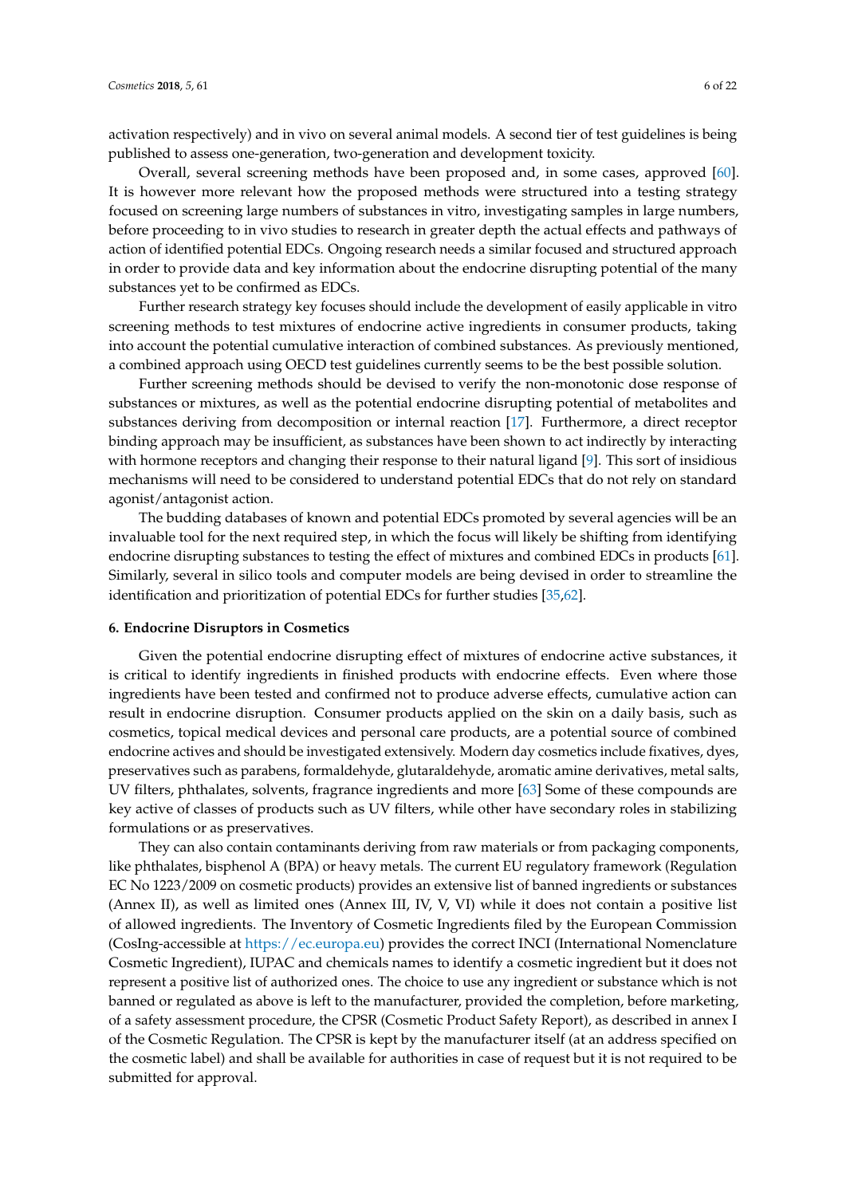activation respectively) and in vivo on several animal models. A second tier of test guidelines is being published to assess one-generation, two-generation and development toxicity.

Overall, several screening methods have been proposed and, in some cases, approved [60]. It is however more relevant how the proposed methods were structured into a testing strategy focused on screening large numbers of substances in vitro, investigating samples in large numbers, before proceeding to in vivo studies to research in greater depth the actual effects and pathways of action of identified potential EDCs. Ongoing research needs a similar focused and structured approach in order to provide data and key information about the endocrine disrupting potential of the many substances yet to be confirmed as EDCs.

Further research strategy key focuses should include the development of easily applicable in vitro screening methods to test mixtures of endocrine active ingredients in consumer products, taking into account the potential cumulative interaction of combined substances. As previously mentioned, a combined approach using OECD test guidelines currently seems to be the best possible solution.

Further screening methods should be devised to verify the non-monotonic dose response of substances or mixtures, as well as the potential endocrine disrupting potential of metabolites and substances deriving from decomposition or internal reaction [17]. Furthermore, a direct receptor binding approach may be insufficient, as substances have been shown to act indirectly by interacting with hormone receptors and changing their response to their natural ligand [9]. This sort of insidious mechanisms will need to be considered to understand potential EDCs that do not rely on standard agonist/antagonist action.

The budding databases of known and potential EDCs promoted by several agencies will be an invaluable tool for the next required step, in which the focus will likely be shifting from identifying endocrine disrupting substances to testing the effect of mixtures and combined EDCs in products [61]. Similarly, several in silico tools and computer models are being devised in order to streamline the identification and prioritization of potential EDCs for further studies [35,62].

## 6. Endocrine Disruptors in Cosmetics

Given the potential endocrine disrupting effect of mixtures of endocrine active substances, it is critical to identify ingredients in finished products with endocrine effects. Even where those ingredients have been tested and confirmed not to produce adverse effects, cumulative action can result in endocrine disruption. Consumer products applied on the skin on a daily basis, such as cosmetics, topical medical devices and personal care products, are a potential source of combined endocrine actives and should be investigated extensively. Modern day cosmetics include fixatives, dyes, preservatives such as parabens, formaldehyde, glutaraldehyde, aromatic amine derivatives, metal salts, UV filters, phthalates, solvents, fragrance ingredients and more [63] Some of these compounds are key active of classes of products such as UV filters, while other have secondary roles in stabilizing formulations or as preservatives.

They can also contain contaminants deriving from raw materials or from packaging components, like phthalates, bisphenol A (BPA) or heavy metals. The current EU regulatory framework (Regulation EC No 1223/2009 on cosmetic products) provides an extensive list of banned ingredients or substances (Annex II), as well as limited ones (Annex III, IV, V, VI) while it does not contain a positive list of allowed ingredients. The Inventory of Cosmetic Ingredients filed by the European Commission (CosIng-accessible at https://ec.europa.eu) provides the correct INCI (International Nomenclature Cosmetic Ingredient), IUPAC and chemicals names to identify a cosmetic ingredient but it does not represent a positive list of authorized ones. The choice to use any ingredient or substance which is not banned or regulated as above is left to the manufacturer, provided the completion, before marketing, of a safety assessment procedure, the CPSR (Cosmetic Product Safety Report), as described in annex I of the Cosmetic Regulation. The CPSR is kept by the manufacturer itself (at an address specified on the cosmetic label) and shall be available for authorities in case of request but it is not required to be submitted for approval.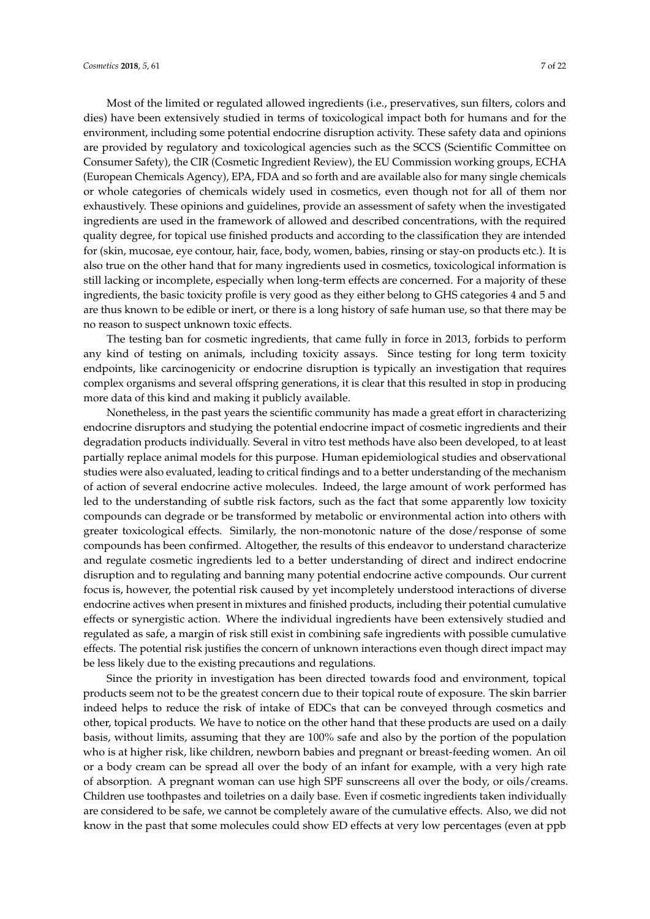Most of the limited or regulated allowed ingredients (i.e., preservatives, sun filters, colors and dies) have been extensively studied in terms of toxicological impact both for humans and for the environment, including some potential endocrine disruption activity. These safety data and opinions are provided by regulatory and toxicological agencies such as the SCCS (Scientific Committee on Consumer Safety), the CIR (Cosmetic Ingredient Review), the EU Commission working groups, ECHA (European Chemicals Agency), EPA, FDA and so forth and are available also for many single chemicals or whole categories of chemicals widely used in cosmetics, even though not for all of them nor exhaustively. These opinions and guidelines, provide an assessment of safety when the investigated ingredients are used in the framework of allowed and described concentrations, with the required quality degree, for topical use finished products and according to the classification they are intended for (skin, mucosae, eye contour, hair, face, body, women, babies, rinsing or stay-on products etc.). It is also true on the other hand that for many ingredients used in cosmetics, toxicological information is still lacking or incomplete, especially when long-term effects are concerned. For a majority of these ingredients, the basic toxicity profile is very good as they either belong to GHS categories 4 and 5 and are thus known to be edible or inert, or there is a long history of safe human use, so that there may be no reason to suspect unknown toxic effects.

The testing ban for cosmetic ingredients, that came fully in force in 2013, forbids to perform any kind of testing on animals, including toxicity assays. Since testing for long term toxicity endpoints, like carcinogenicity or endocrine disruption is typically an investigation that requires complex organisms and several offspring generations, it is clear that this resulted in stop in producing more data of this kind and making it publicly available.

Nonetheless, in the past years the scientific community has made a great effort in characterizing endocrine disruptors and studying the potential endocrine impact of cosmetic ingredients and their degradation products individually. Several in vitro test methods have also been developed, to at least partially replace animal models for this purpose. Human epidemiological studies and observational studies were also evaluated, leading to critical findings and to a better understanding of the mechanism of action of several endocrine active molecules. Indeed, the large amount of work performed has led to the understanding of subtle risk factors, such as the fact that some apparently low toxicity compounds can degrade or be transformed by metabolic or environmental action into others with greater toxicological effects. Similarly, the non-monotonic nature of the dose/response of some compounds has been confirmed. Altogether, the results of this endeavor to understand characterize and regulate cosmetic ingredients led to a better understanding of direct and indirect endocrine disruption and to regulating and banning many potential endocrine active compounds. Our current focus is, however, the potential risk caused by yet incompletely understood interactions of diverse endocrine actives when present in mixtures and finished products, including their potential cumulative effects or synergistic action. Where the individual ingredients have been extensively studied and regulated as safe, a margin of risk still exist in combining safe ingredients with possible cumulative effects. The potential risk justifies the concern of unknown interactions even though direct impact may be less likely due to the existing precautions and regulations.

Since the priority in investigation has been directed towards food and environment, topical products seem not to be the greatest concern due to their topical route of exposure. The skin barrier indeed helps to reduce the risk of intake of EDCs that can be conveyed through cosmetics and other, topical products. We have to notice on the other hand that these products are used on a daily basis, without limits, assuming that they are 100% safe and also by the portion of the population who is at higher risk, like children, newborn babies and pregnant or breast-feeding women. An oil or a body cream can be spread all over the body of an infant for example, with a very high rate of absorption. A pregnant woman can use high SPF sunscreens all over the body, or oils/creams. Children use toothpastes and toiletries on a daily base. Even if cosmetic ingredients taken individually are considered to be safe, we cannot be completely aware of the cumulative effects. Also, we did not know in the past that some molecules could show ED effects at very low percentages (even at ppb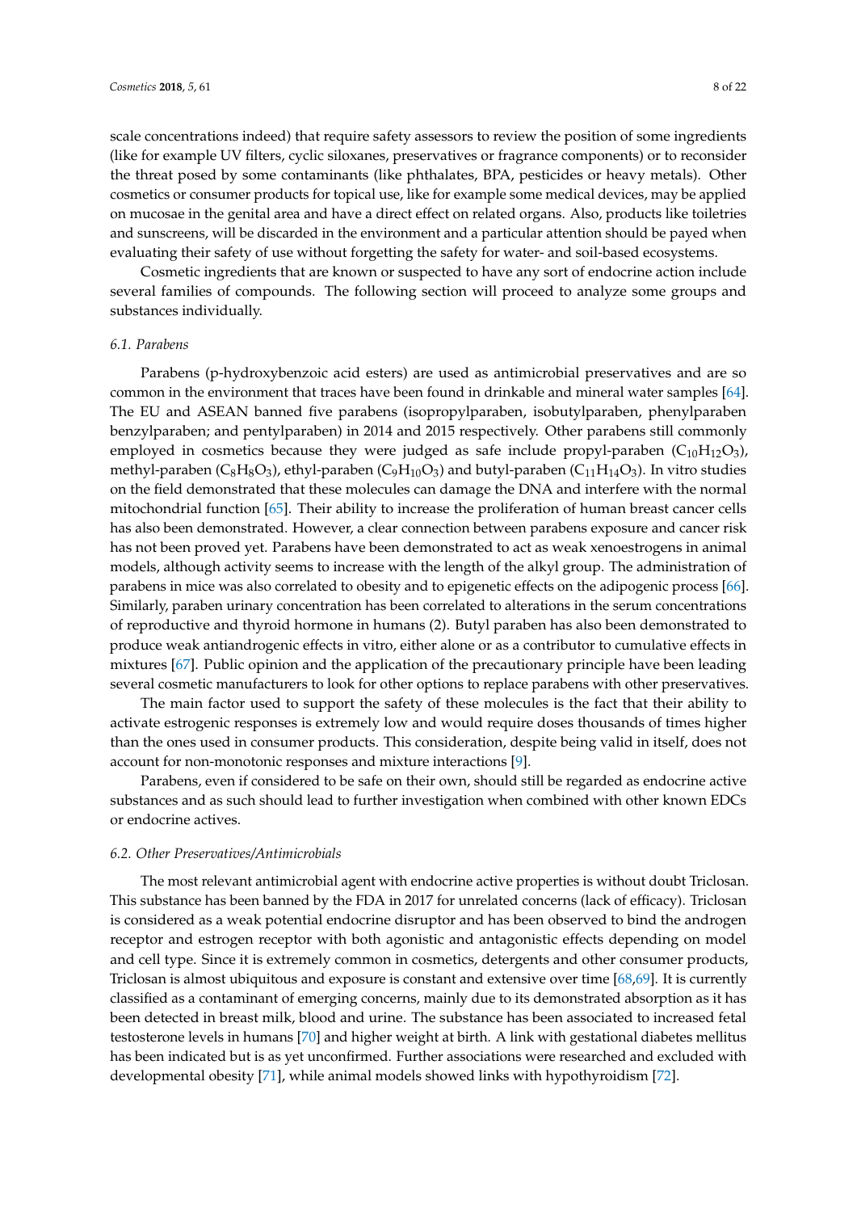scale concentrations indeed) that require safety assessors to review the position of some ingredients (like for example UV filters, cyclic siloxanes, preservatives or fragrance components) or to reconsider the threat posed by some contaminants (like phthalates, BPA, pesticides or heavy metals). Other cosmetics or consumer products for topical use, like for example some medical devices, may be applied on mucosae in the genital area and have a direct effect on related organs. Also, products like toiletries and sunscreens, will be discarded in the environment and a particular attention should be payed when evaluating their safety of use without forgetting the safety for water- and soil-based ecosystems.

Cosmetic ingredients that are known or suspected to have any sort of endocrine action include several families of compounds. The following section will proceed to analyze some groups and substances individually.

### 6.1. Parabens

Parabens (p-hydroxybenzoic acid esters) are used as antimicrobial preservatives and are so common in the environment that traces have been found in drinkable and mineral water samples [64]. The EU and ASEAN banned five parabens (isopropylparaben, isobutylparaben, phenylparaben benzylparaben; and pentylparaben) in 2014 and 2015 respectively. Other parabens still commonly employed in cosmetics because they were judged as safe include propyl-paraben ($C_{10}H_{12}O_3$), methyl-paraben ($C_8H_8O_3$), ethyl-paraben ($C_9H_{10}O_3$) and butyl-paraben ($C_{11}H_{14}O_3$). In vitro studies on the field demonstrated that these molecules can damage the DNA and interfere with the normal mitochondrial function [65]. Their ability to increase the proliferation of human breast cancer cells has also been demonstrated. However, a clear connection between parabens exposure and cancer risk has not been proved yet. Parabens have been demonstrated to act as weak xenoestrogens in animal models, although activity seems to increase with the length of the alkyl group. The administration of parabens in mice was also correlated to obesity and to epigenetic effects on the adipogenic process [66]. Similarly, paraben urinary concentration has been correlated to alterations in the serum concentrations of reproductive and thyroid hormone in humans (2). Butyl paraben has also been demonstrated to produce weak antiandrogenic effects in vitro, either alone or as a contributor to cumulative effects in mixtures [67]. Public opinion and the application of the precautionary principle have been leading several cosmetic manufacturers to look for other options to replace parabens with other preservatives.

The main factor used to support the safety of these molecules is the fact that their ability to activate estrogenic responses is extremely low and would require doses thousands of times higher than the ones used in consumer products. This consideration, despite being valid in itself, does not account for non-monotonic responses and mixture interactions [9].

Parabens, even if considered to be safe on their own, should still be regarded as endocrine active substances and as such should lead to further investigation when combined with other known EDCs or endocrine actives.

### 6.2. Other Preservatives/Antimicrobials

The most relevant antimicrobial agent with endocrine active properties is without doubt Triclosan. This substance has been banned by the FDA in 2017 for unrelated concerns (lack of efficacy). Triclosan is considered as a weak potential endocrine disruptor and has been observed to bind the androgen receptor and estrogen receptor with both agonistic and antagonistic effects depending on model and cell type. Since it is extremely common in cosmetics, detergents and other consumer products, Triclosan is almost ubiquitous and exposure is constant and extensive over time [68,69]. It is currently classified as a contaminant of emerging concerns, mainly due to its demonstrated absorption as it has been detected in breast milk, blood and urine. The substance has been associated to increased fetal testosterone levels in humans [70] and higher weight at birth. A link with gestational diabetes mellitus has been indicated but is as yet unconfirmed. Further associations were researched and excluded with developmental obesity [71], while animal models showed links with hypothyroidism [72].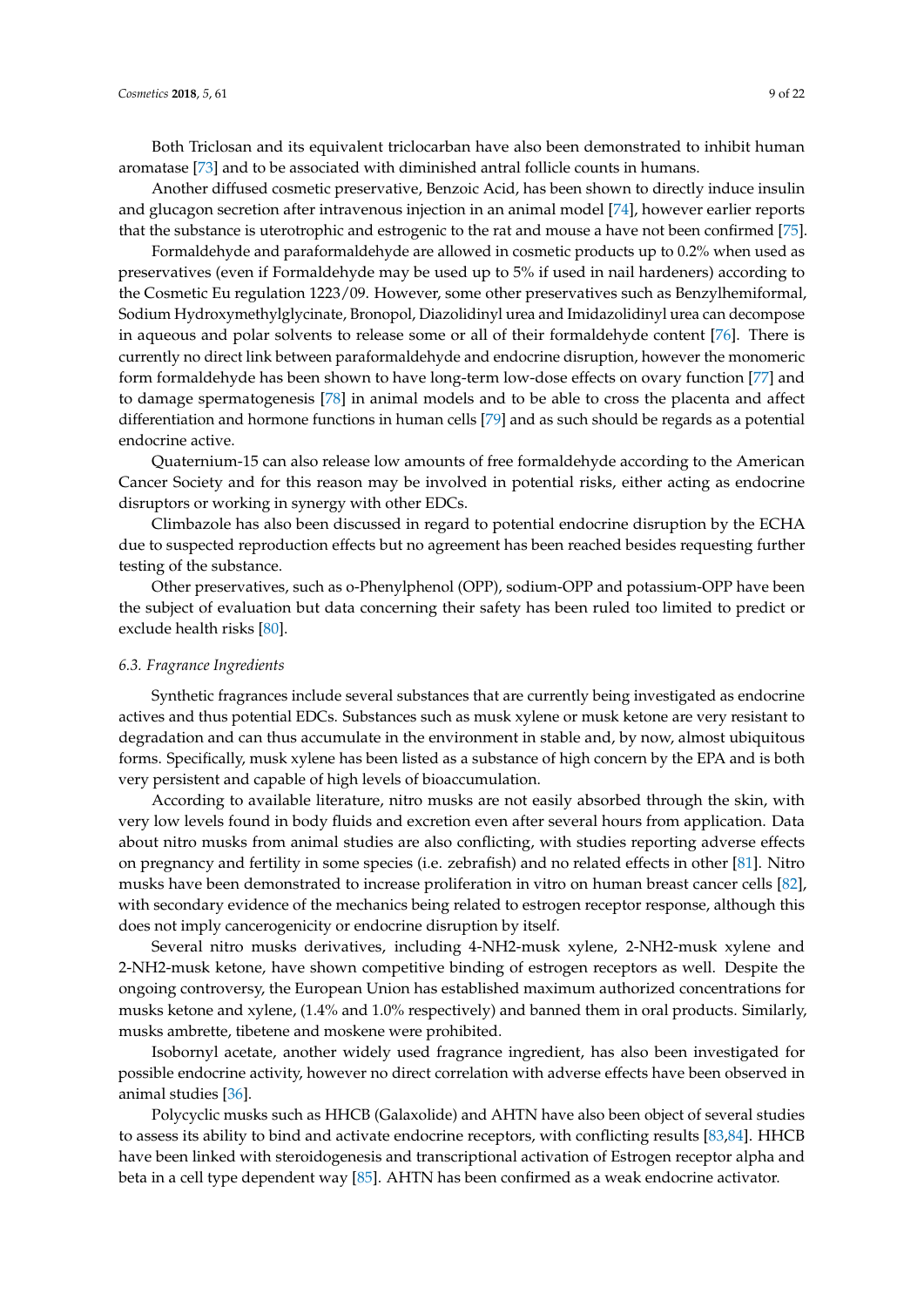Both Triclosan and its equivalent triclocarban have also been demonstrated to inhibit human aromatase [73] and to be associated with diminished antral follicle counts in humans.

Another diffused cosmetic preservative, Benzoic Acid, has been shown to directly induce insulin and glucagon secretion after intravenous injection in an animal model [74], however earlier reports that the substance is uterotrophic and estrogenic to the rat and mouse a have not been confirmed [75].

Formaldehyde and paraformaldehyde are allowed in cosmetic products up to 0.2% when used as preservatives (even if Formaldehyde may be used up to 5% if used in nail hardeners) according to the Cosmetic Eu regulation 1223/09. However, some other preservatives such as Benzylhemiformal, Sodium Hydroxymethylglycinate, Bronopol, Diazolidinyl urea and Imidazolidinyl urea can decompose in aqueous and polar solvents to release some or all of their formaldehyde content [76]. There is currently no direct link between paraformaldehyde and endocrine disruption, however the monomeric form formaldehyde has been shown to have long-term low-dose effects on ovary function [77] and to damage spermatogenesis [78] in animal models and to be able to cross the placenta and affect differentiation and hormone functions in human cells [79] and as such should be regards as a potential endocrine active.

Quaternium-15 can also release low amounts of free formaldehyde according to the American Cancer Society and for this reason may be involved in potential risks, either acting as endocrine disruptors or working in synergy with other EDCs.

Climbazole has also been discussed in regard to potential endocrine disruption by the ECHA due to suspected reproduction effects but no agreement has been reached besides requesting further testing of the substance.

Other preservatives, such as o-Phenylphenol (OPP), sodium-OPP and potassium-OPP have been the subject of evaluation but data concerning their safety has been ruled too limited to predict or exclude health risks [80].

### *6.3. Fragrance Ingredients*

Synthetic fragrances include several substances that are currently being investigated as endocrine actives and thus potential EDCs. Substances such as musk xylene or musk ketone are very resistant to degradation and can thus accumulate in the environment in stable and, by now, almost ubiquitous forms. Specifically, musk xylene has been listed as a substance of high concern by the EPA and is both very persistent and capable of high levels of bioaccumulation.

According to available literature, nitro musks are not easily absorbed through the skin, with very low levels found in body fluids and excretion even after several hours from application. Data about nitro musks from animal studies are also conflicting, with studies reporting adverse effects on pregnancy and fertility in some species (i.e. zebrafish) and no related effects in other [81]. Nitro musks have been demonstrated to increase proliferation in vitro on human breast cancer cells [82], with secondary evidence of the mechanics being related to estrogen receptor response, although this does not imply cancerogenicity or endocrine disruption by itself.

Several nitro musks derivatives, including 4-NH2-musk xylene, 2-NH2-musk xylene and 2-NH2-musk ketone, have shown competitive binding of estrogen receptors as well. Despite the ongoing controversy, the European Union has established maximum authorized concentrations for musks ketone and xylene, (1.4% and 1.0% respectively) and banned them in oral products. Similarly, musks ambrette, tibetene and moskene were prohibited.

Isobornyl acetate, another widely used fragrance ingredient, has also been investigated for possible endocrine activity, however no direct correlation with adverse effects have been observed in animal studies [36].

Polycyclic musks such as HHCB (Galaxolide) and AHTN have also been object of several studies to assess its ability to bind and activate endocrine receptors, with conflicting results [83,84]. HHCB have been linked with steroidogenesis and transcriptional activation of Estrogen receptor alpha and beta in a cell type dependent way [85]. AHTN has been confirmed as a weak endocrine activator.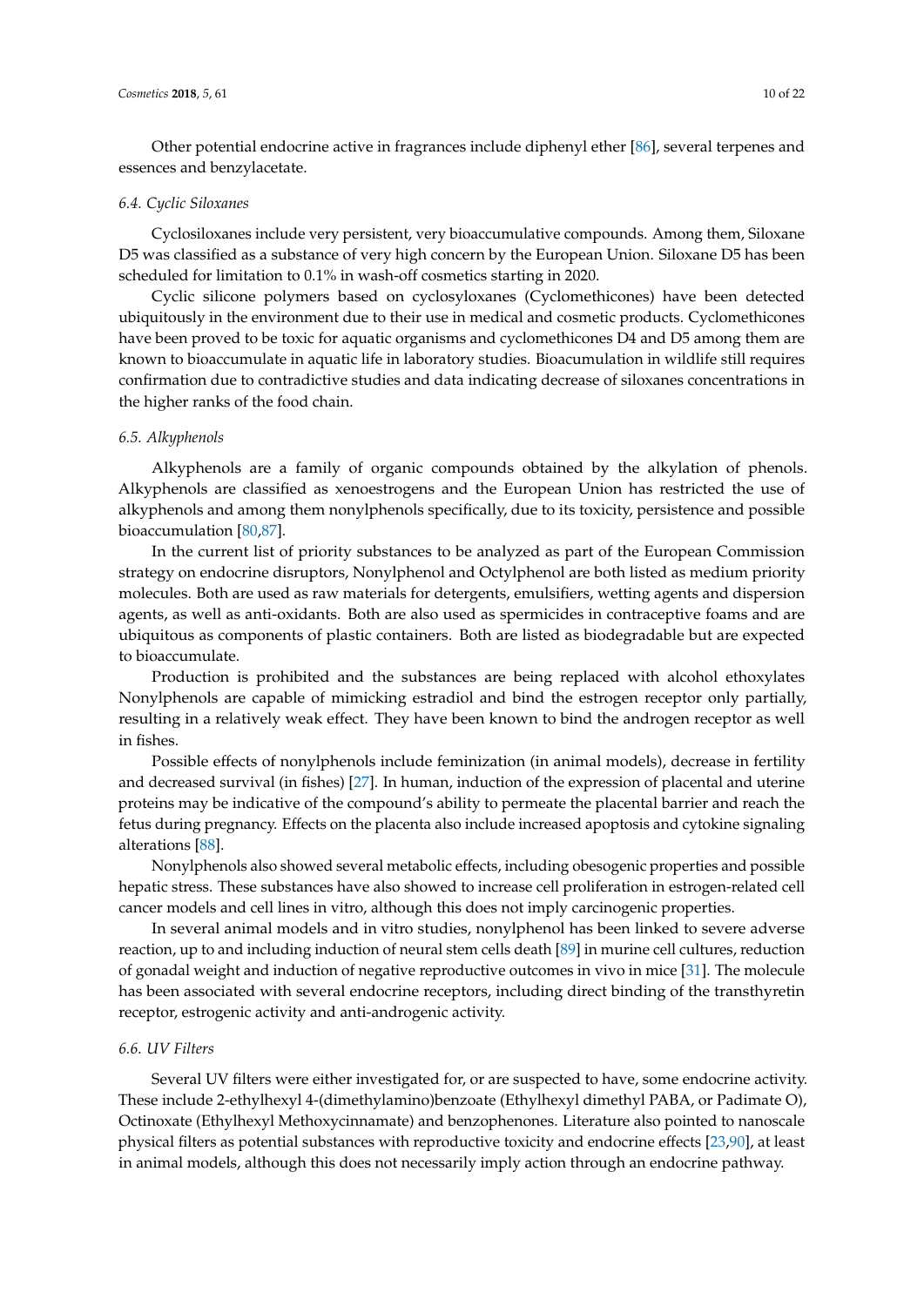Other potential endocrine active in fragrances include diphenyl ether [86], several terpenes and essences and benzylacetate.

### 6.4. Cyclic Siloxanes

Cyclosiloxanes include very persistent, very bioaccumulative compounds. Among them, Siloxane D5 was classified as a substance of very high concern by the European Union. Siloxane D5 has been scheduled for limitation to 0.1% in wash-off cosmetics starting in 2020.

Cyclic silicone polymers based on cyclosyloxanes (Cyclomethicones) have been detected ubiquitously in the environment due to their use in medical and cosmetic products. Cyclomethicones have been proved to be toxic for aquatic organisms and cyclomethicones D4 and D5 among them are known to bioaccumulate in aquatic life in laboratory studies. Bioacumulation in wildlife still requires confirmation due to contradictive studies and data indicating decrease of siloxanes concentrations in the higher ranks of the food chain.

### 6.5. Alkyphenols

Alkyphenols are a family of organic compounds obtained by the alkylation of phenols. Alkyphenols are classified as xenoestrogens and the European Union has restricted the use of alkyphenols and among them nonylphenols specifically, due to its toxicity, persistence and possible bioaccumulation [80,87].

In the current list of priority substances to be analyzed as part of the European Commission strategy on endocrine disruptors, Nonylphenol and Octylphenol are both listed as medium priority molecules. Both are used as raw materials for detergents, emulsifiers, wetting agents and dispersion agents, as well as anti-oxidants. Both are also used as spermicides in contraceptive foams and are ubiquitous as components of plastic containers. Both are listed as biodegradable but are expected to bioaccumulate.

Production is prohibited and the substances are being replaced with alcohol ethoxylates Nonylphenols are capable of mimicking estradiol and bind the estrogen receptor only partially, resulting in a relatively weak effect. They have been known to bind the androgen receptor as well in fishes.

Possible effects of nonylphenols include feminization (in animal models), decrease in fertility and decreased survival (in fishes) [27]. In human, induction of the expression of placental and uterine proteins may be indicative of the compound's ability to permeate the placental barrier and reach the fetus during pregnancy. Effects on the placenta also include increased apoptosis and cytokine signaling alterations [88].

Nonylphenols also showed several metabolic effects, including obesogenic properties and possible hepatic stress. These substances have also showed to increase cell proliferation in estrogen-related cell cancer models and cell lines in vitro, although this does not imply carcinogenic properties.

In several animal models and in vitro studies, nonylphenol has been linked to severe adverse reaction, up to and including induction of neural stem cells death [89] in murine cell cultures, reduction of gonadal weight and induction of negative reproductive outcomes in vivo in mice [31]. The molecule has been associated with several endocrine receptors, including direct binding of the transthyretin receptor, estrogenic activity and anti-androgenic activity.

### 6.6. UV Filters

Several UV filters were either investigated for, or are suspected to have, some endocrine activity. These include 2-ethylhexyl 4-(dimethylamino)benzoate (Ethylhexyl dimethyl PABA, or Padimate O), Octinoxate (Ethylhexyl Methoxycinnamate) and benzophenones. Literature also pointed to nanoscale physical filters as potential substances with reproductive toxicity and endocrine effects [23,90], at least in animal models, although this does not necessarily imply action through an endocrine pathway.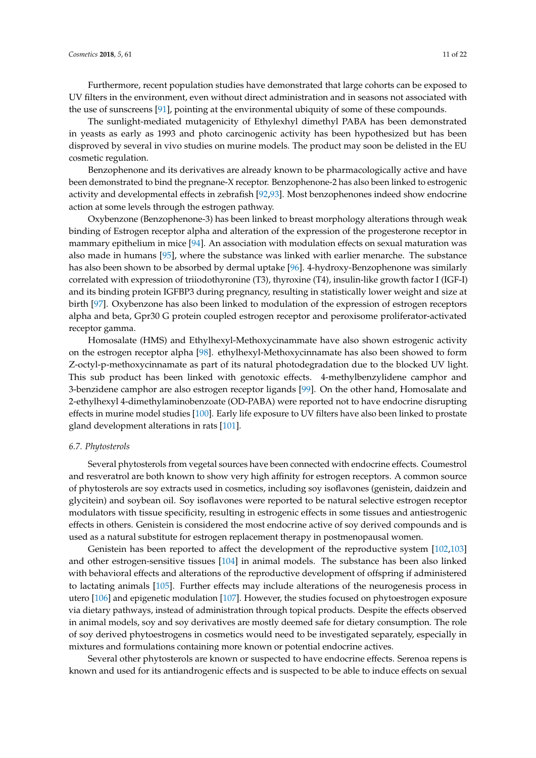Furthermore, recent population studies have demonstrated that large cohorts can be exposed to UV filters in the environment, even without direct administration and in seasons not associated with the use of sunscreens [91], pointing at the environmental ubiquity of some of these compounds.

The sunlight-mediated mutagenicity of Ethylexhyl dimethyl PABA has been demonstrated in yeasts as early as 1993 and photo carcinogenic activity has been hypothesized but has been disproved by several in vivo studies on murine models. The product may soon be delisted in the EU cosmetic regulation.

Benzophenone and its derivatives are already known to be pharmacologically active and have been demonstrated to bind the pregnane-X receptor. Benzophenone-2 has also been linked to estrogenic activity and developmental effects in zebrafish [92,93]. Most benzophenones indeed show endocrine action at some levels through the estrogen pathway.

Oxybenzone (Benzophenone-3) has been linked to breast morphology alterations through weak binding of Estrogen receptor alpha and alteration of the expression of the progesterone receptor in mammary epithelium in mice [94]. An association with modulation effects on sexual maturation was also made in humans [95], where the substance was linked with earlier menarche. The substance has also been shown to be absorbed by dermal uptake [96]. 4-hydroxy-Benzophenone was similarly correlated with expression of triiodothyronine (T3), thyroxine (T4), insulin-like growth factor I (IGF-I) and its binding protein IGFBP3 during pregnancy, resulting in statistically lower weight and size at birth [97]. Oxybenzone has also been linked to modulation of the expression of estrogen receptors alpha and beta, Gpr30 G protein coupled estrogen receptor and peroxisome proliferator-activated receptor gamma.

Homosalate (HMS) and Ethylhexyl-Methoxycinammate have also shown estrogenic activity on the estrogen receptor alpha [98]. ethylhexyl-Methoxycinnamate has also been showed to form Z-octyl-p-methoxycinnamate as part of its natural photodegradation due to the blocked UV light. This sub product has been linked with genotoxic effects. 4-methylbenzylidene camphor and 3-benzidene camphor are also estrogen receptor ligands [99]. On the other hand, Homosalate and 2-ethylhexyl 4-dimethylaminobenzoate (OD-PABA) were reported not to have endocrine disrupting effects in murine model studies [100]. Early life exposure to UV filters have also been linked to prostate gland development alterations in rats [101].

### 6.7. Phytosterols

Several phytosterols from vegetal sources have been connected with endocrine effects. Coumestrol and resveratrol are both known to show very high affinity for estrogen receptors. A common source of phytosterols are soy extracts used in cosmetics, including soy isoflavones (genistein, daidzein and glycitein) and soybean oil. Soy isoflavones were reported to be natural selective estrogen receptor modulators with tissue specificity, resulting in estrogenic effects in some tissues and antiestrogenic effects in others. Genistein is considered the most endocrine active of soy derived compounds and is used as a natural substitute for estrogen replacement therapy in postmenopausal women.

Genistein has been reported to affect the development of the reproductive system [102,103] and other estrogen-sensitive tissues [104] in animal models. The substance has been also linked with behavioral effects and alterations of the reproductive development of offspring if administered to lactating animals [105]. Further effects may include alterations of the neurogenesis process in utero [106] and epigenetic modulation [107]. However, the studies focused on phytoestrogen exposure via dietary pathways, instead of administration through topical products. Despite the effects observed in animal models, soy and soy derivatives are mostly deemed safe for dietary consumption. The role of soy derived phytoestrogens in cosmetics would need to be investigated separately, especially in mixtures and formulations containing more known or potential endocrine actives.

Several other phytosterols are known or suspected to have endocrine effects. Serenoa repens is known and used for its antiandrogenic effects and is suspected to be able to induce effects on sexual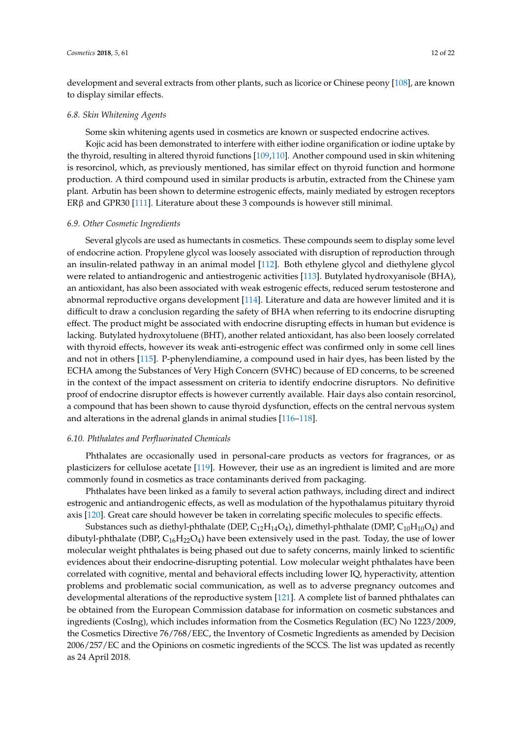development and several extracts from other plants, such as licorice or Chinese peony [108], are known to display similar effects.

### 6.8. Skin Whitening Agents

Some skin whitening agents used in cosmetics are known or suspected endocrine actives.

Kojic acid has been demonstrated to interfere with either iodine organification or iodine uptake by the thyroid, resulting in altered thyroid functions [109,110]. Another compound used in skin whitening is resorcinol, which, as previously mentioned, has similar effect on thyroid function and hormone production. A third compound used in similar products is arbutin, extracted from the Chinese yam plant. Arbutin has been shown to determine estrogenic effects, mainly mediated by estrogen receptors ERβ and GPR30 [111]. Literature about these 3 compounds is however still minimal.

### 6.9. Other Cosmetic Ingredients

Several glycols are used as humectants in cosmetics. These compounds seem to display some level of endocrine action. Propylene glycol was loosely associated with disruption of reproduction through an insulin-related pathway in an animal model [112]. Both ethylene glycol and diethylene glycol were related to antiandrogenic and antiestrogenic activities [113]. Butylated hydroxyanisole (BHA), an antioxidant, has also been associated with weak estrogenic effects, reduced serum testosterone and abnormal reproductive organs development [114]. Literature and data are however limited and it is difficult to draw a conclusion regarding the safety of BHA when referring to its endocrine disrupting effect. The product might be associated with endocrine disrupting effects in human but evidence is lacking. Butylated hydroxytoluene (BHT), another related antioxidant, has also been loosely correlated with thyroid effects, however its weak anti-estrogenic effect was confirmed only in some cell lines and not in others [115]. P-phenylendiamine, a compound used in hair dyes, has been listed by the ECHA among the Substances of Very High Concern (SVHC) because of ED concerns, to be screened in the context of the impact assessment on criteria to identify endocrine disruptors. No definitive proof of endocrine disruptor effects is however currently available. Hair days also contain resorcinol, a compound that has been shown to cause thyroid dysfunction, effects on the central nervous system and alterations in the adrenal glands in animal studies [116–118].

### 6.10. Phthalates and Perfluorinated Chemicals

Phthalates are occasionally used in personal-care products as vectors for fragrances, or as plasticizers for cellulose acetate [119]. However, their use as an ingredient is limited and are more commonly found in cosmetics as trace contaminants derived from packaging.

Phthalates have been linked as a family to several action pathways, including direct and indirect estrogenic and antiandrogenic effects, as well as modulation of the hypothalamus pituitary thyroid axis [120]. Great care should however be taken in correlating specific molecules to specific effects.

Substances such as diethyl-phthalate (DEP, $C_{12}H_{14}O_4$), dimethyl-phthalate (DMP, $C_{10}H_{10}O_4$) and dibutyl-phthalate (DBP, $C_{16}H_{22}O_4$) have been extensively used in the past. Today, the use of lower molecular weight phthalates is being phased out due to safety concerns, mainly linked to scientific evidences about their endocrine-disrupting potential. Low molecular weight phthalates have been correlated with cognitive, mental and behavioral effects including lower IQ, hyperactivity, attention problems and problematic social communication, as well as to adverse pregnancy outcomes and developmental alterations of the reproductive system [121]. A complete list of banned phthalates can be obtained from the European Commission database for information on cosmetic substances and ingredients (CosIng), which includes information from the Cosmetics Regulation (EC) No 1223/2009, the Cosmetics Directive 76/768/EEC, the Inventory of Cosmetic Ingredients as amended by Decision 2006/257/EC and the Opinions on cosmetic ingredients of the SCCS. The list was updated as recently as 24 April 2018.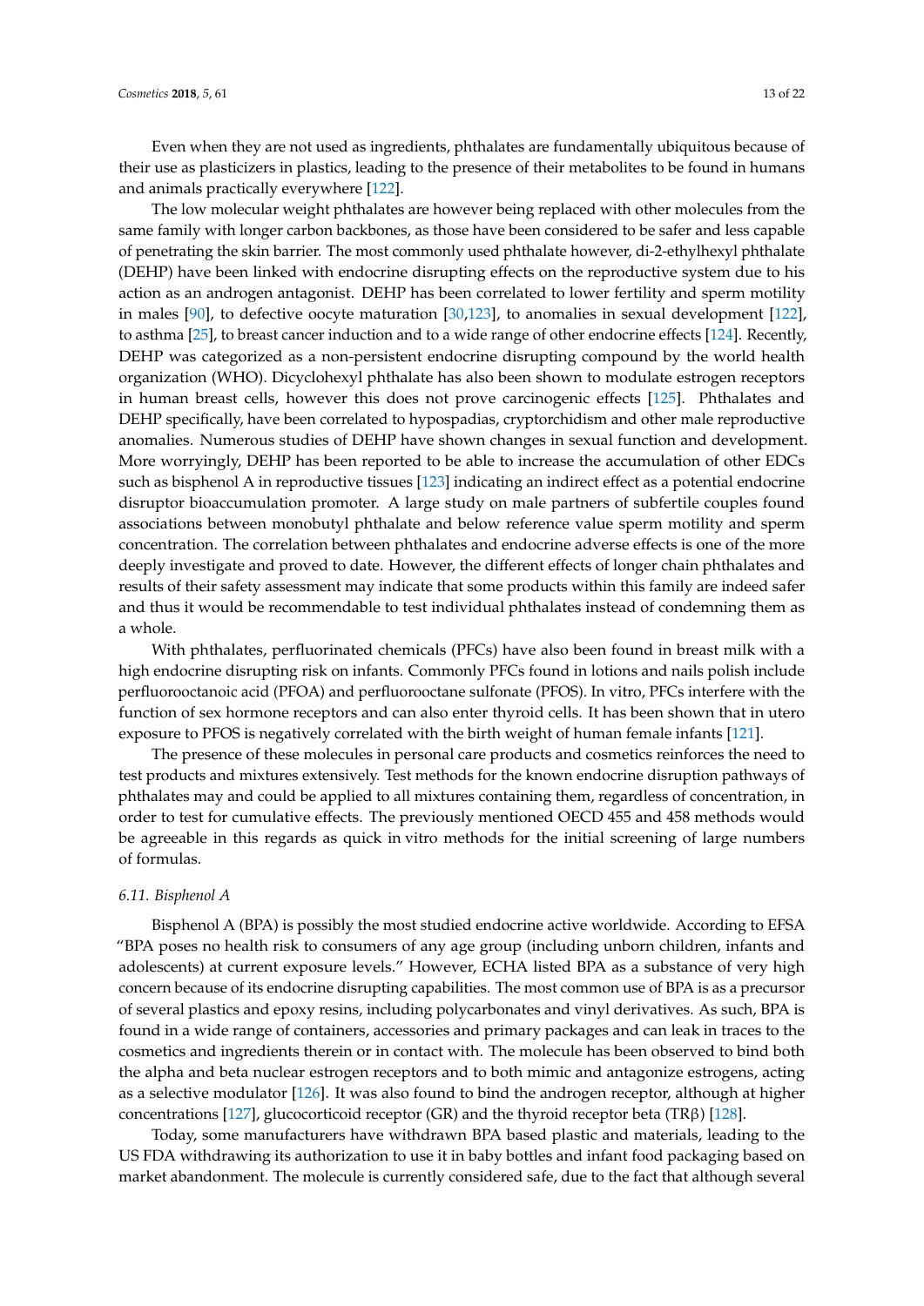Even when they are not used as ingredients, phthalates are fundamentally ubiquitous because of their use as plasticizers in plastics, leading to the presence of their metabolites to be found in humans and animals practically everywhere [122].

The low molecular weight phthalates are however being replaced with other molecules from the same family with longer carbon backbones, as those have been considered to be safer and less capable of penetrating the skin barrier. The most commonly used phthalate however, di-2-ethylhexyl phthalate (DEHP) have been linked with endocrine disrupting effects on the reproductive system due to his action as an androgen antagonist. DEHP has been correlated to lower fertility and sperm motility in males [90], to defective oocyte maturation [30,123], to anomalies in sexual development [122], to asthma [25], to breast cancer induction and to a wide range of other endocrine effects [124]. Recently, DEHP was categorized as a non-persistent endocrine disrupting compound by the world health organization (WHO). Dicyclohexyl phthalate has also been shown to modulate estrogen receptors in human breast cells, however this does not prove carcinogenic effects [125]. Phthalates and DEHP specifically, have been correlated to hypospadias, cryptorchidism and other male reproductive anomalies. Numerous studies of DEHP have shown changes in sexual function and development. More worryingly, DEHP has been reported to be able to increase the accumulation of other EDCs such as bisphenol A in reproductive tissues [123] indicating an indirect effect as a potential endocrine disruptor bioaccumulation promoter. A large study on male partners of subfertile couples found associations between monobutyl phthalate and below reference value sperm motility and sperm concentration. The correlation between phthalates and endocrine adverse effects is one of the more deeply investigate and proved to date. However, the different effects of longer chain phthalates and results of their safety assessment may indicate that some products within this family are indeed safer and thus it would be recommendable to test individual phthalates instead of condemning them as a whole.

With phthalates, perfluorinated chemicals (PFCs) have also been found in breast milk with a high endocrine disrupting risk on infants. Commonly PFCs found in lotions and nails polish include perfluorooctanoic acid (PFOA) and perfluorooctane sulfonate (PFOS). In vitro, PFCs interfere with the function of sex hormone receptors and can also enter thyroid cells. It has been shown that in utero exposure to PFOS is negatively correlated with the birth weight of human female infants [121].

The presence of these molecules in personal care products and cosmetics reinforces the need to test products and mixtures extensively. Test methods for the known endocrine disruption pathways of phthalates may and could be applied to all mixtures containing them, regardless of concentration, in order to test for cumulative effects. The previously mentioned OECD 455 and 458 methods would be agreeable in this regards as quick in vitro methods for the initial screening of large numbers of formulas.

### *6.11. Bisphenol A*

Bisphenol A (BPA) is possibly the most studied endocrine active worldwide. According to EFSA "BPA poses no health risk to consumers of any age group (including unborn children, infants and adolescents) at current exposure levels." However, ECHA listed BPA as a substance of very high concern because of its endocrine disrupting capabilities. The most common use of BPA is as a precursor of several plastics and epoxy resins, including polycarbonates and vinyl derivatives. As such, BPA is found in a wide range of containers, accessories and primary packages and can leak in traces to the cosmetics and ingredients therein or in contact with. The molecule has been observed to bind both the alpha and beta nuclear estrogen receptors and to both mimic and antagonize estrogens, acting as a selective modulator [126]. It was also found to bind the androgen receptor, although at higher concentrations [127], glucocorticoid receptor (GR) and the thyroid receptor beta (TRβ) [128].

Today, some manufacturers have withdrawn BPA based plastic and materials, leading to the US FDA withdrawing its authorization to use it in baby bottles and infant food packaging based on market abandonment. The molecule is currently considered safe, due to the fact that although several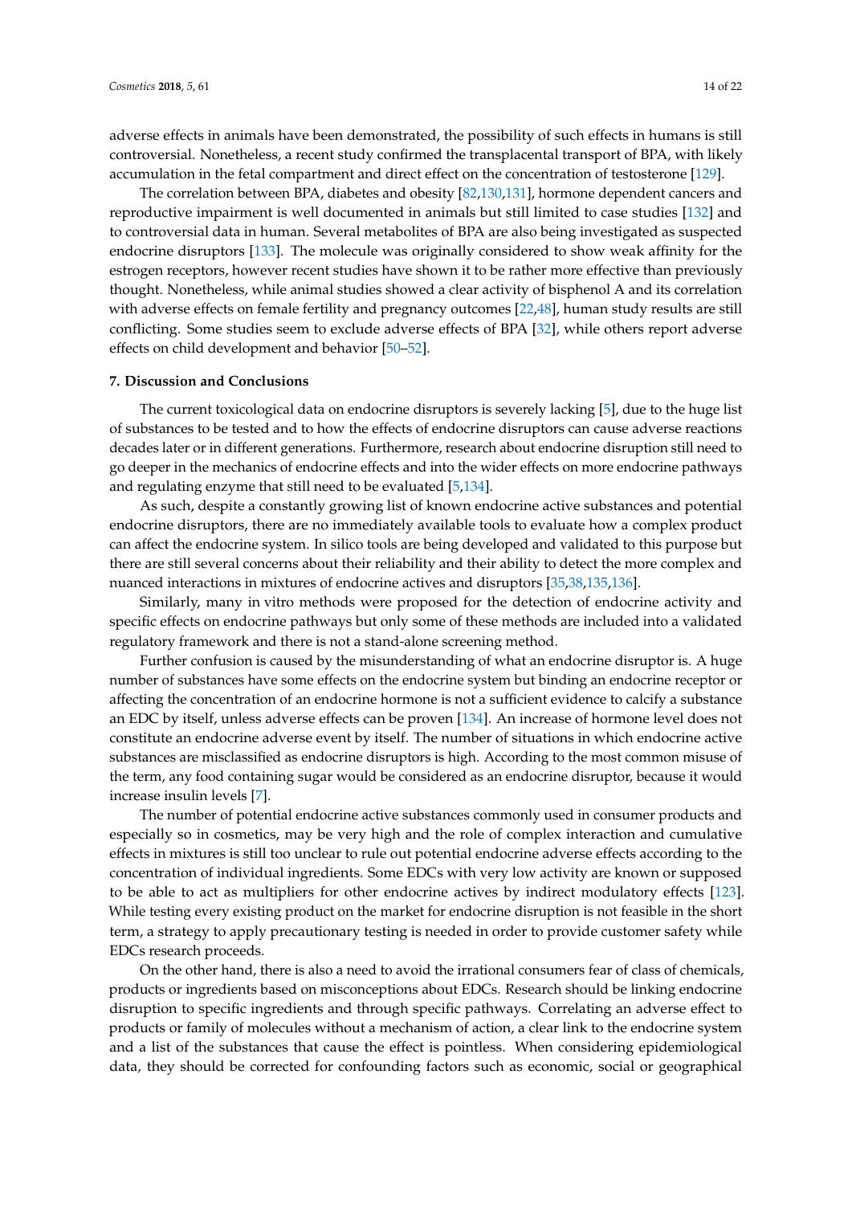adverse effects in animals have been demonstrated, the possibility of such effects in humans is still controversial. Nonetheless, a recent study confirmed the transplacental transport of BPA, with likely accumulation in the fetal compartment and direct effect on the concentration of testosterone [129].

The correlation between BPA, diabetes and obesity [82,130,131], hormone dependent cancers and reproductive impairment is well documented in animals but still limited to case studies [132] and to controversial data in human. Several metabolites of BPA are also being investigated as suspected endocrine disruptors [133]. The molecule was originally considered to show weak affinity for the estrogen receptors, however recent studies have shown it to be rather more effective than previously thought. Nonetheless, while animal studies showed a clear activity of bisphenol A and its correlation with adverse effects on female fertility and pregnancy outcomes [22,48], human study results are still conflicting. Some studies seem to exclude adverse effects of BPA [32], while others report adverse effects on child development and behavior [50–52].

## 7. Discussion and Conclusions

The current toxicological data on endocrine disruptors is severely lacking [5], due to the huge list of substances to be tested and to how the effects of endocrine disruptors can cause adverse reactions decades later or in different generations. Furthermore, research about endocrine disruption still need to go deeper in the mechanics of endocrine effects and into the wider effects on more endocrine pathways and regulating enzyme that still need to be evaluated [5,134].

As such, despite a constantly growing list of known endocrine active substances and potential endocrine disruptors, there are no immediately available tools to evaluate how a complex product can affect the endocrine system. In silico tools are being developed and validated to this purpose but there are still several concerns about their reliability and their ability to detect the more complex and nuanced interactions in mixtures of endocrine actives and disruptors [35,38,135,136].

Similarly, many in vitro methods were proposed for the detection of endocrine activity and specific effects on endocrine pathways but only some of these methods are included into a validated regulatory framework and there is not a stand-alone screening method.

Further confusion is caused by the misunderstanding of what an endocrine disruptor is. A huge number of substances have some effects on the endocrine system but binding an endocrine receptor or affecting the concentration of an endocrine hormone is not a sufficient evidence to calcify a substance an EDC by itself, unless adverse effects can be proven [134]. An increase of hormone level does not constitute an endocrine adverse event by itself. The number of situations in which endocrine active substances are misclassified as endocrine disruptors is high. According to the most common misuse of the term, any food containing sugar would be considered as an endocrine disruptor, because it would increase insulin levels [7].

The number of potential endocrine active substances commonly used in consumer products and especially so in cosmetics, may be very high and the role of complex interaction and cumulative effects in mixtures is still too unclear to rule out potential endocrine adverse effects according to the concentration of individual ingredients. Some EDCs with very low activity are known or supposed to be able to act as multipliers for other endocrine actives by indirect modulatory effects [123]. While testing every existing product on the market for endocrine disruption is not feasible in the short term, a strategy to apply precautionary testing is needed in order to provide customer safety while EDCs research proceeds.

On the other hand, there is also a need to avoid the irrational consumers fear of class of chemicals, products or ingredients based on misconceptions about EDCs. Research should be linking endocrine disruption to specific ingredients and through specific pathways. Correlating an adverse effect to products or family of molecules without a mechanism of action, a clear link to the endocrine system and a list of the substances that cause the effect is pointless. When considering epidemiological data, they should be corrected for confounding factors such as economic, social or geographical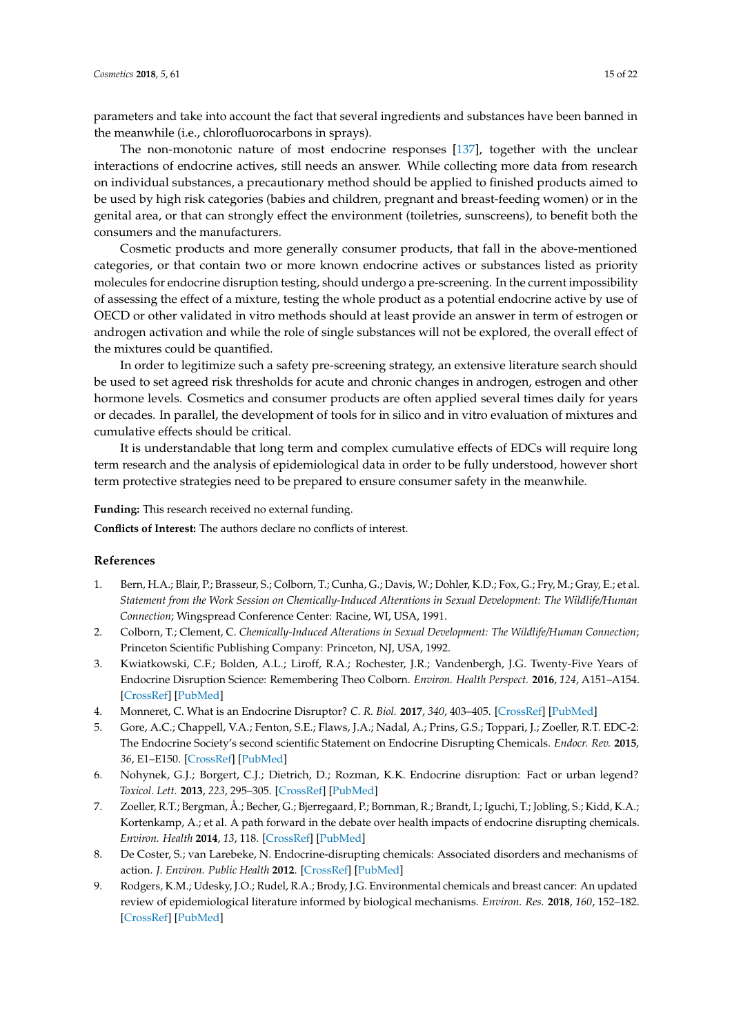parameters and take into account the fact that several ingredients and substances have been banned in the meanwhile (i.e., chlorofluorocarbons in sprays).

The non-monotonic nature of most endocrine responses [137], together with the unclear interactions of endocrine actives, still needs an answer. While collecting more data from research on individual substances, a precautionary method should be applied to finished products aimed to be used by high risk categories (babies and children, pregnant and breast-feeding women) or in the genital area, or that can strongly effect the environment (toiletries, sunscreens), to benefit both the consumers and the manufacturers.

Cosmetic products and more generally consumer products, that fall in the above-mentioned categories, or that contain two or more known endocrine actives or substances listed as priority molecules for endocrine disruption testing, should undergo a pre-screening. In the current impossibility of assessing the effect of a mixture, testing the whole product as a potential endocrine active by use of OECD or other validated in vitro methods should at least provide an answer in term of estrogen or androgen activation and while the role of single substances will not be explored, the overall effect of the mixtures could be quantified.

In order to legitimize such a safety pre-screening strategy, an extensive literature search should be used to set agreed risk thresholds for acute and chronic changes in androgen, estrogen and other hormone levels. Cosmetics and consumer products are often applied several times daily for years or decades. In parallel, the development of tools for in silico and in vitro evaluation of mixtures and cumulative effects should be critical.

It is understandable that long term and complex cumulative effects of EDCs will require long term research and the analysis of epidemiological data in order to be fully understood, however short term protective strategies need to be prepared to ensure consumer safety in the meanwhile.

**Funding:** This research received no external funding.

**Conflicts of Interest:** The authors declare no conflicts of interest.

## References

1. Bern, H.A.; Blair, P.; Brasseur, S.; Colborn, T.; Cunha, G.; Davis, W.; Dohler, K.D.; Fox, G.; Fry, M.; Gray, E.; et al. *Statement from the Work Session on Chemically-Induced Alterations in Sexual Development: The Wildlife/Human Connection*; Wingspread Conference Center: Racine, WI, USA, 1991.
2. Colborn, T.; Clement, C. *Chemically-Induced Alterations in Sexual Development: The Wildlife/Human Connection*; Princeton Scientific Publishing Company: Princeton, NJ, USA, 1992.
3. Kwiatkowski, C.F.; Bolden, A.L.; Liroff, R.A.; Rochester, J.R.; Vandenbergh, J.G. Twenty-Five Years of Endocrine Disruption Science: Remembering Theo Colborn. *Environ. Health Perspect.* **2016**, *124*, A151–A154. [CrossRef] [PubMed]
4. Monneret, C. What is an Endocrine Disruptor? *C. R. Biol.* **2017**, *340*, 403–405. [CrossRef] [PubMed]
5. Gore, A.C.; Chappell, V.A.; Fenton, S.E.; Flaws, J.A.; Nadal, A.; Prins, G.S.; Toppari, J.; Zoeller, R.T. EDC-2: The Endocrine Society's second scientific Statement on Endocrine Disrupting Chemicals. *Endocr. Rev.* **2015**, *36*, E1–E150. [CrossRef] [PubMed]
6. Nohynek, G.J.; Borgert, C.J.; Dietrich, D.; Rozman, K.K. Endocrine disruption: Fact or urban legend? *Toxicol. Lett.* **2013**, *223*, 295–305. [CrossRef] [PubMed]
7. Zoeller, R.T.; Bergman, Å.; Becher, G.; Bjerregaard, P.; Bornman, R.; Brandt, I.; Iguchi, T.; Jobling, S.; Kidd, K.A.; Kortenkamp, A.; et al. A path forward in the debate over health impacts of endocrine disrupting chemicals. *Environ. Health* **2014**, *13*, 118. [CrossRef] [PubMed]
8. De Coster, S.; van Larebeke, N. Endocrine-disrupting chemicals: Associated disorders and mechanisms of action. *J. Environ. Public Health* **2012**. [CrossRef] [PubMed]
9. Rodgers, K.M.; Udesky, J.O.; Rudel, R.A.; Brody, J.G. Environmental chemicals and breast cancer: An updated review of epidemiological literature informed by biological mechanisms. *Environ. Res.* **2018**, *160*, 152–182. [CrossRef] [PubMed]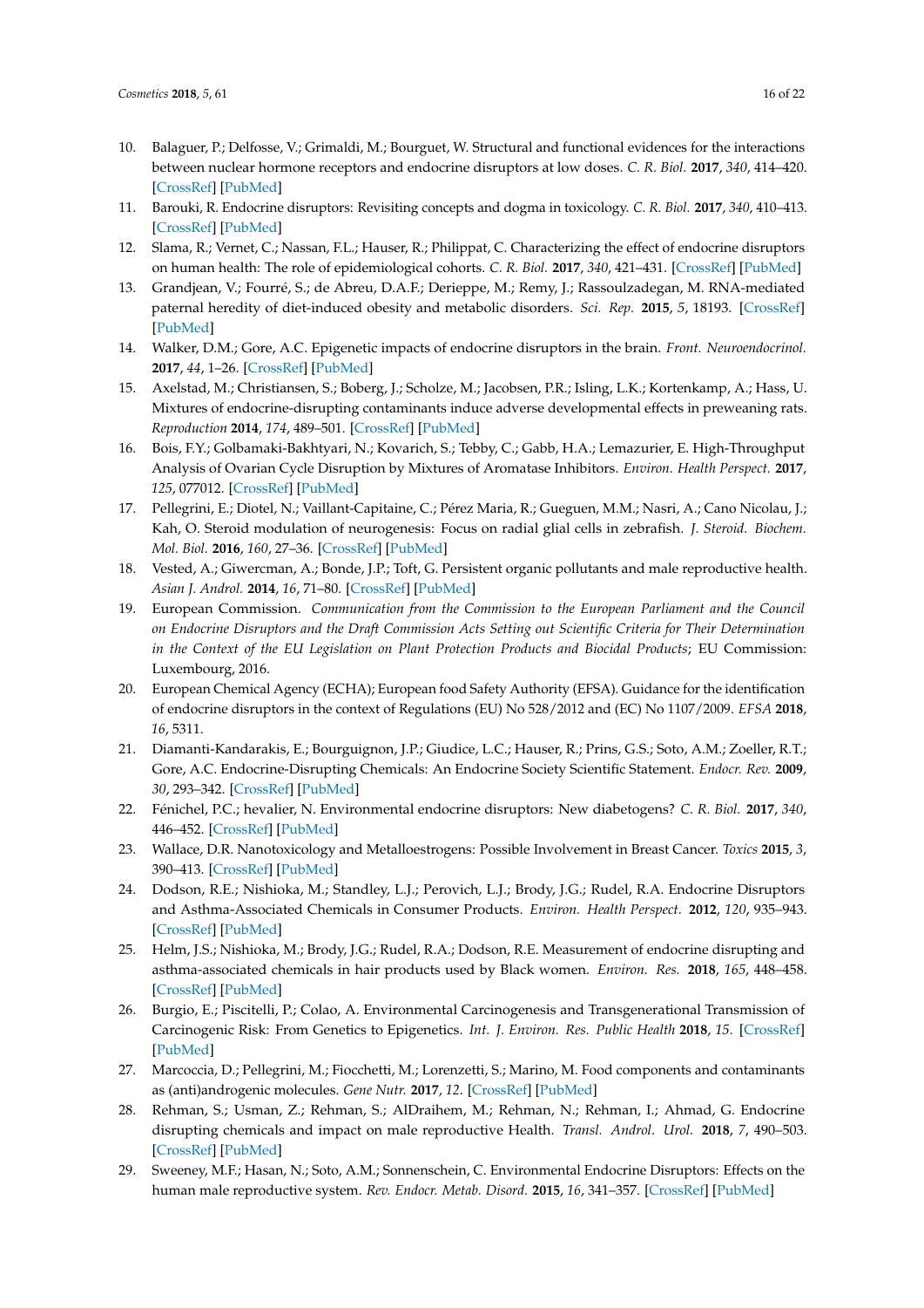10. Balaguer, P.; Delfosse, V.; Grimaldi, M.; Bourguet, W. Structural and functional evidences for the interactions between nuclear hormone receptors and endocrine disruptors at low doses. *C. R. Biol.* **2017**, *340*, 414–420. [CrossRef] [PubMed]
11. Barouki, R. Endocrine disruptors: Revisiting concepts and dogma in toxicology. *C. R. Biol.* **2017**, *340*, 410–413. [CrossRef] [PubMed]
12. Slama, R.; Vernet, C.; Nassan, F.L.; Hauser, R.; Philippat, C. Characterizing the effect of endocrine disruptors on human health: The role of epidemiological cohorts. *C. R. Biol.* **2017**, *340*, 421–431. [CrossRef] [PubMed]
13. Grandjean, V.; Fourré, S.; de Abreu, D.A.F.; Derieppe, M.; Remy, J.; Rassoulzadegan, M. RNA-mediated paternal heredity of diet-induced obesity and metabolic disorders. *Sci. Rep.* **2015**, *5*, 18193. [CrossRef] [PubMed]
14. Walker, D.M.; Gore, A.C. Epigenetic impacts of endocrine disruptors in the brain. *Front. Neuroendocrinol.* **2017**, *44*, 1–26. [CrossRef] [PubMed]
15. Axelstad, M.; Christiansen, S.; Boberg, J.; Scholze, M.; Jacobsen, P.R.; Isling, L.K.; Kortenkamp, A.; Hass, U. Mixtures of endocrine-disrupting contaminants induce adverse developmental effects in preweaning rats. *Reproduction* **2014**, *174*, 489–501. [CrossRef] [PubMed]
16. Bois, F.Y.; Golbamaki-Bakhtyari, N.; Kovarich, S.; Tebby, C.; Gabb, H.A.; Lemazurier, E. High-Throughput Analysis of Ovarian Cycle Disruption by Mixtures of Aromatase Inhibitors. *Environ. Health Perspect.* **2017**, *125*, 077012. [CrossRef] [PubMed]
17. Pellegrini, E.; Diotel, N.; Vaillant-Capitaine, C.; Pérez Maria, R.; Gueguen, M.M.; Nasri, A.; Cano Nicolau, J.; Kah, O. Steroid modulation of neurogenesis: Focus on radial glial cells in zebrafish. *J. Steroid. Biochem. Mol. Biol.* **2016**, *160*, 27–36. [CrossRef] [PubMed]
18. Vested, A.; Giwercman, A.; Bonde, J.P.; Toft, G. Persistent organic pollutants and male reproductive health. *Asian J. Androl.* **2014**, *16*, 71–80. [CrossRef] [PubMed]
19. European Commission. *Communication from the Commission to the European Parliament and the Council on Endocrine Disruptors and the Draft Commission Acts Setting out Scientific Criteria for Their Determination in the Context of the EU Legislation on Plant Protection Products and Biocidal Products*; EU Commission: Luxembourg, 2016.
20. European Chemical Agency (ECHA); European food Safety Authority (EFSA). Guidance for the identification of endocrine disruptors in the context of Regulations (EU) No 528/2012 and (EC) No 1107/2009. *EFSA* **2018**, *16*, 5311.
21. Diamanti-Kandarakis, E.; Bourguignon, J.P.; Giudice, L.C.; Hauser, R.; Prins, G.S.; Soto, A.M.; Zoeller, R.T.; Gore, A.C. Endocrine-Disrupting Chemicals: An Endocrine Society Scientific Statement. *Endocr. Rev.* **2009**, *30*, 293–342. [CrossRef] [PubMed]
22. Fénichel, P.C.; hevalier, N. Environmental endocrine disruptors: New diabetogens? *C. R. Biol.* **2017**, *340*, 446–452. [CrossRef] [PubMed]
23. Wallace, D.R. Nanotoxicology and Metalloestrogens: Possible Involvement in Breast Cancer. *Toxics* **2015**, *3*, 390–413. [CrossRef] [PubMed]
24. Dodson, R.E.; Nishioka, M.; Standley, L.J.; Perovich, L.J.; Brody, J.G.; Rudel, R.A. Endocrine Disruptors and Asthma-Associated Chemicals in Consumer Products. *Environ. Health Perspect.* **2012**, *120*, 935–943. [CrossRef] [PubMed]
25. Helm, J.S.; Nishioka, M.; Brody, J.G.; Rudel, R.A.; Dodson, R.E. Measurement of endocrine disrupting and asthma-associated chemicals in hair products used by Black women. *Environ. Res.* **2018**, *165*, 448–458. [CrossRef] [PubMed]
26. Burgio, E.; Piscitelli, P.; Colao, A. Environmental Carcinogenesis and Transgenerational Transmission of Carcinogenic Risk: From Genetics to Epigenetics. *Int. J. Environ. Res. Public Health* **2018**, *15*. [CrossRef] [PubMed]
27. Marcoccia, D.; Pellegrini, M.; Fiocchetti, M.; Lorenzetti, S.; Marino, M. Food components and contaminants as (anti)androgenic molecules. *Gene Nutr.* **2017**, *12*. [CrossRef] [PubMed]
28. Rehman, S.; Usman, Z.; Rehman, S.; AlDraihem, M.; Rehman, N.; Rehman, I.; Ahmad, G. Endocrine disrupting chemicals and impact on male reproductive Health. *Transl. Androl. Urol.* **2018**, *7*, 490–503. [CrossRef] [PubMed]
29. Sweeney, M.F.; Hasan, N.; Soto, A.M.; Sonnenschein, C. Environmental Endocrine Disruptors: Effects on the human male reproductive system. *Rev. Endocr. Metab. Disord.* **2015**, *16*, 341–357. [CrossRef] [PubMed]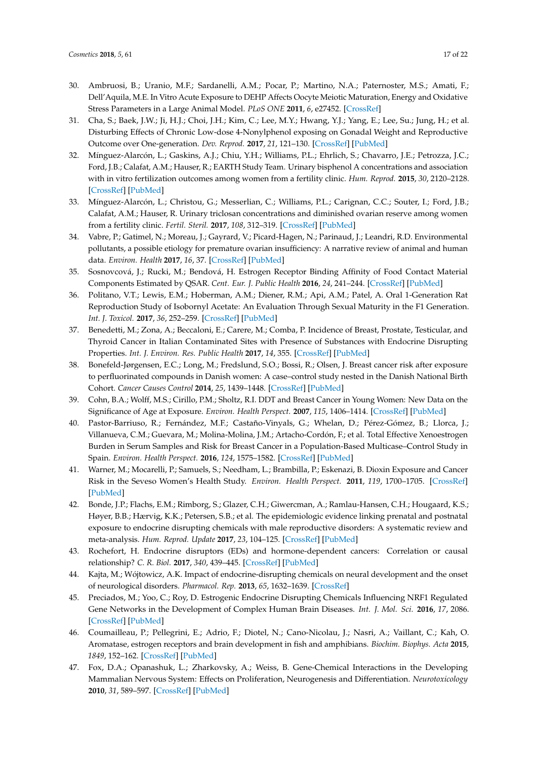30. Ambruosi, B.; Uranio, M.F.; Sardanelli, A.M.; Pocar, P.; Martino, N.A.; Paternoster, M.S.; Amati, F.; Dell'Aquila, M.E. In Vitro Acute Exposure to DEHP Affects Oocyte Meiotic Maturation, Energy and Oxidative Stress Parameters in a Large Animal Model. *PLoS ONE* **2011**, *6*, e27452. [CrossRef]
31. Cha, S.; Baek, J.W.; Ji, H.J.; Choi, J.H.; Kim, C.; Lee, M.Y.; Hwang, Y.J.; Yang, E.; Lee, Su.; Jung, H.; et al. Disturbing Effects of Chronic Low-dose 4-Nonylphenol exposing on Gonadal Weight and Reproductive Outcome over One-generation. *Dev. Reprod.* **2017**, *21*, 121–130. [CrossRef] [PubMed]
32. Mínguez-Alarcón, L.; Gaskins, A.J.; Chiu, Y.H.; Williams, P.L.; Ehrlich, S.; Chavarro, J.E.; Petrozza, J.C.; Ford, J.B.; Calafat, A.M.; Hauser, R.; EARTH Study Team. Urinary bisphenol A concentrations and association with in vitro fertilization outcomes among women from a fertility clinic. *Hum. Reprod.* **2015**, *30*, 2120–2128. [CrossRef] [PubMed]
33. Mínguez-Alarcón, L.; Christou, G.; Messerlian, C.; Williams, P.L.; Carignan, C.C.; Souter, I.; Ford, J.B.; Calafat, A.M.; Hauser, R. Urinary triclosan concentrations and diminished ovarian reserve among women from a fertility clinic. *Fertil. Steril.* **2017**, *108*, 312–319. [CrossRef] [PubMed]
34. Vabre, P.; Gatimel, N.; Moreau, J.; Gayrard, V.; Picard-Hagen, N.; Parinaud, J.; Leandri, R.D. Environmental pollutants, a possible etiology for premature ovarian insufficiency: A narrative review of animal and human data. *Environ. Health* **2017**, *16*, 37. [CrossRef] [PubMed]
35. Sosnovcová, J.; Rucki, M.; Bendová, H. Estrogen Receptor Binding Affinity of Food Contact Material Components Estimated by QSAR. *Cent. Eur. J. Public Health* **2016**, *24*, 241–244. [CrossRef] [PubMed]
36. Politano, V.T.; Lewis, E.M.; Hoberman, A.M.; Diener, R.M.; Api, A.M.; Patel, A. Oral 1-Generation Rat Reproduction Study of Isobornyl Acetate: An Evaluation Through Sexual Maturity in the F1 Generation. *Int. J. Toxicol.* **2017**, *36*, 252–259. [CrossRef] [PubMed]
37. Benedetti, M.; Zona, A.; Beccaloni, E.; Carere, M.; Comba, P. Incidence of Breast, Prostate, Testicular, and Thyroid Cancer in Italian Contaminated Sites with Presence of Substances with Endocrine Disrupting Properties. *Int. J. Environ. Res. Public Health* **2017**, *14*, 355. [CrossRef] [PubMed]
38. Bonefeld-Jørgensen, E.C.; Long, M.; Fredslund, S.O.; Bossi, R.; Olsen, J. Breast cancer risk after exposure to perfluorinated compounds in Danish women: A case–control study nested in the Danish National Birth Cohort. *Cancer Causes Control* **2014**, *25*, 1439–1448. [CrossRef] [PubMed]
39. Cohn, B.A.; Wolff, M.S.; Cirillo, P.M.; Sholtz, R.I. DDT and Breast Cancer in Young Women: New Data on the Significance of Age at Exposure. *Environ. Health Perspect.* **2007**, *115*, 1406–1414. [CrossRef] [PubMed]
40. Pastor-Barriuso, R.; Fernández, M.F.; Castaño-Vinyals, G.; Whelan, D.; Pérez-Gómez, B.; Llorca, J.; Villanueva, C.M.; Guevara, M.; Molina-Molina, J.M.; Artacho-Cordón, F.; et al. Total Effective Xenoestrogen Burden in Serum Samples and Risk for Breast Cancer in a Population-Based Multicase–Control Study in Spain. *Environ. Health Perspect.* **2016**, *124*, 1575–1582. [CrossRef] [PubMed]
41. Warner, M.; Mocarelli, P.; Samuels, S.; Needham, L.; Brambilla, P.; Eskenazi, B. Dioxin Exposure and Cancer Risk in the Seveso Women's Health Study. *Environ. Health Perspect.* **2011**, *119*, 1700–1705. [CrossRef] [PubMed]
42. Bonde, J.P.; Flachs, E.M.; Rimborg, S.; Glazer, C.H.; Giwercman, A.; Ramlau-Hansen, C.H.; Hougaard, K.S.; Høyer, B.B.; Hærvig, K.K.; Petersen, S.B.; et al. The epidemiologic evidence linking prenatal and postnatal exposure to endocrine disrupting chemicals with male reproductive disorders: A systematic review and meta-analysis. *Hum. Reprod. Update* **2017**, *23*, 104–125. [CrossRef] [PubMed]
43. Rochefort, H. Endocrine disruptors (EDs) and hormone-dependent cancers: Correlation or causal relationship? *C. R. Biol.* **2017**, *340*, 439–445. [CrossRef] [PubMed]
44. Kajta, M.; Wójtowicz, A.K. Impact of endocrine-disrupting chemicals on neural development and the onset of neurological disorders. *Pharmacol. Rep.* **2013**, *65*, 1632–1639. [CrossRef]
45. Preciados, M.; Yoo, C.; Roy, D. Estrogenic Endocrine Disrupting Chemicals Influencing NRF1 Regulated Gene Networks in the Development of Complex Human Brain Diseases. *Int. J. Mol. Sci.* **2016**, *17*, 2086. [CrossRef] [PubMed]
46. Coumailleau, P.; Pellegrini, E.; Adrio, F.; Diotel, N.; Cano-Nicolau, J.; Nasri, A.; Vaillant, C.; Kah, O. Aromatase, estrogen receptors and brain development in fish and amphibians. *Biochim. Biophys. Acta* **2015**, *1849*, 152–162. [CrossRef] [PubMed]
47. Fox, D.A.; Opanashuk, L.; Zharkovsky, A.; Weiss, B. Gene-Chemical Interactions in the Developing Mammalian Nervous System: Effects on Proliferation, Neurogenesis and Differentiation. *Neurotoxicology* **2010**, *31*, 589–597. [CrossRef] [PubMed]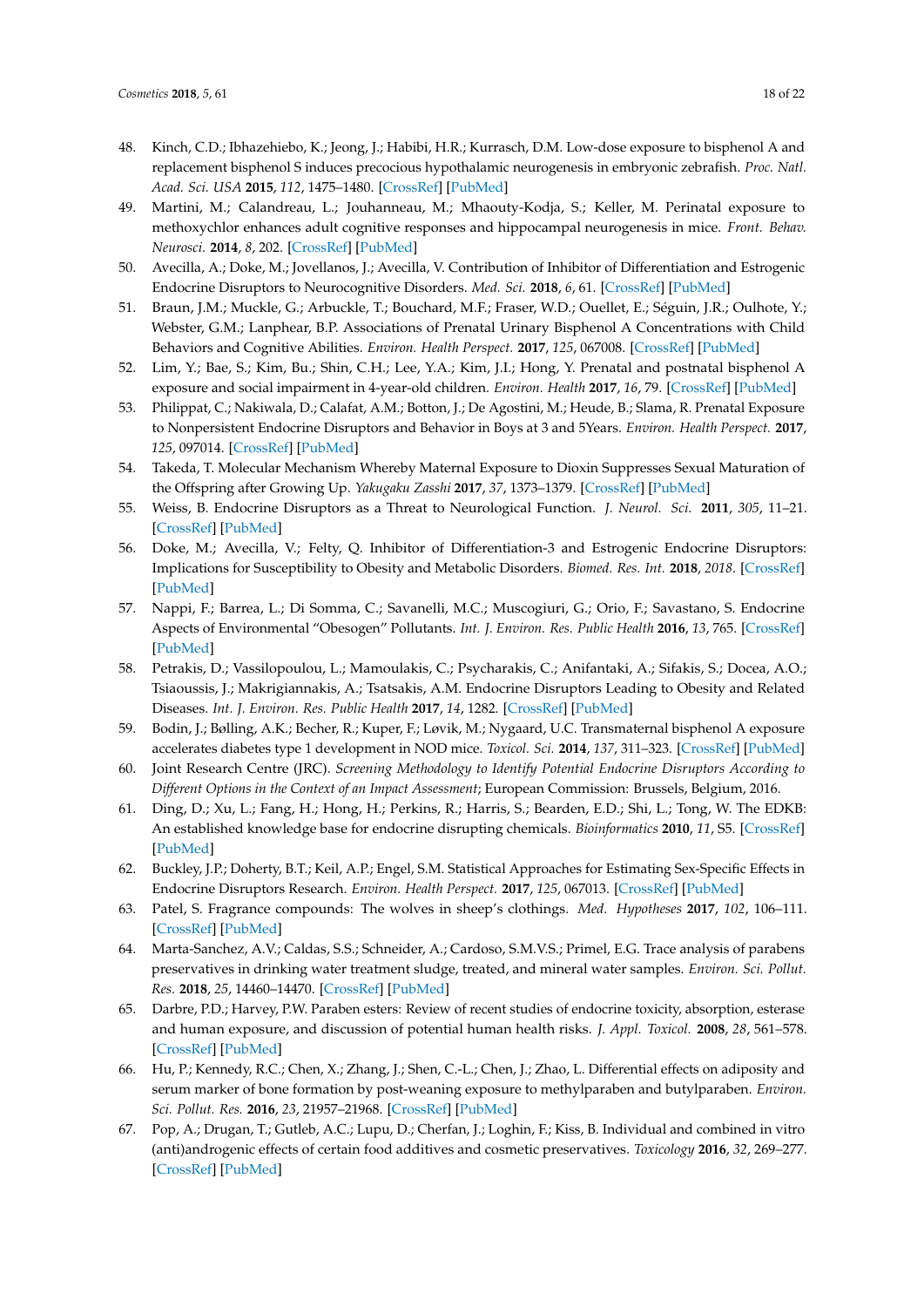48. Kinch, C.D.; Ibhazehiebo, K.; Jeong, J.; Habibi, H.R.; Kurrasch, D.M. Low-dose exposure to bisphenol A and replacement bisphenol S induces precocious hypothalamic neurogenesis in embryonic zebrafish. *Proc. Natl. Acad. Sci. USA* **2015**, *112*, 1475–1480. [CrossRef] [PubMed]
49. Martini, M.; Calandreau, L.; Jouhanneau, M.; Mhaouty-Kodja, S.; Keller, M. Perinatal exposure to methoxychlor enhances adult cognitive responses and hippocampal neurogenesis in mice. *Front. Behav. Neurosci.* **2014**, *8*, 202. [CrossRef] [PubMed]
50. Avecilla, A.; Doke, M.; Jovellanos, J.; Avecilla, V. Contribution of Inhibitor of Differentiation and Estrogenic Endocrine Disruptors to Neurocognitive Disorders. *Med. Sci.* **2018**, *6*, 61. [CrossRef] [PubMed]
51. Braun, J.M.; Muckle, G.; Arbuckle, T.; Bouchard, M.F.; Fraser, W.D.; Ouellet, E.; Séguin, J.R.; Oulhote, Y.; Webster, G.M.; Lanphear, B.P. Associations of Prenatal Urinary Bisphenol A Concentrations with Child Behaviors and Cognitive Abilities. *Environ. Health Perspect.* **2017**, *125*, 067008. [CrossRef] [PubMed]
52. Lim, Y.; Bae, S.; Kim, Bu.; Shin, C.H.; Lee, Y.A.; Kim, J.I.; Hong, Y. Prenatal and postnatal bisphenol A exposure and social impairment in 4-year-old children. *Environ. Health* **2017**, *16*, 79. [CrossRef] [PubMed]
53. Philippat, C.; Nakiwala, D.; Calafat, A.M.; Botton, J.; De Agostini, M.; Heude, B.; Slama, R. Prenatal Exposure to Nonpersistent Endocrine Disruptors and Behavior in Boys at 3 and 5Years. *Environ. Health Perspect.* **2017**, *125*, 097014. [CrossRef] [PubMed]
54. Takeda, T. Molecular Mechanism Whereby Maternal Exposure to Dioxin Suppresses Sexual Maturation of the Offspring after Growing Up. *Yakugaku Zasshi* **2017**, *37*, 1373–1379. [CrossRef] [PubMed]
55. Weiss, B. Endocrine Disruptors as a Threat to Neurological Function. *J. Neurol. Sci.* **2011**, *305*, 11–21. [CrossRef] [PubMed]
56. Doke, M.; Avecilla, V.; Felty, Q. Inhibitor of Differentiation-3 and Estrogenic Endocrine Disruptors: Implications for Susceptibility to Obesity and Metabolic Disorders. *Biomed. Res. Int.* **2018**, *2018*. [CrossRef] [PubMed]
57. Nappi, F.; Barrea, L.; Di Somma, C.; Savanelli, M.C.; Muscogiuri, G.; Orio, F.; Savastano, S. Endocrine Aspects of Environmental "Obesogen" Pollutants. *Int. J. Environ. Res. Public Health* **2016**, *13*, 765. [CrossRef] [PubMed]
58. Petrakis, D.; Vassilopoulou, L.; Mamoulakis, C.; Psycharakis, C.; Anifantaki, A.; Sifakis, S.; Docea, A.O.; Tsiaoussis, J.; Makrigiannakis, A.; Tsatsakis, A.M. Endocrine Disruptors Leading to Obesity and Related Diseases. *Int. J. Environ. Res. Public Health* **2017**, *14*, 1282. [CrossRef] [PubMed]
59. Bodin, J.; Bølling, A.K.; Becher, R.; Kuper, F.; Løvik, M.; Nygaard, U.C. Transmaternal bisphenol A exposure accelerates diabetes type 1 development in NOD mice. *Toxicol. Sci.* **2014**, *137*, 311–323. [CrossRef] [PubMed]
60. Joint Research Centre (JRC). *Screening Methodology to Identify Potential Endocrine Disruptors According to Different Options in the Context of an Impact Assessment*; European Commission: Brussels, Belgium, 2016.
61. Ding, D.; Xu, L.; Fang, H.; Hong, H.; Perkins, R.; Harris, S.; Bearden, E.D.; Shi, L.; Tong, W. The EDKB: An established knowledge base for endocrine disrupting chemicals. *Bioinformatics* **2010**, *11*, S5. [CrossRef] [PubMed]
62. Buckley, J.P.; Doherty, B.T.; Keil, A.P.; Engel, S.M. Statistical Approaches for Estimating Sex-Specific Effects in Endocrine Disruptors Research. *Environ. Health Perspect.* **2017**, *125*, 067013. [CrossRef] [PubMed]
63. Patel, S. Fragrance compounds: The wolves in sheep's clothings. *Med. Hypotheses* **2017**, *102*, 106–111. [CrossRef] [PubMed]
64. Marta-Sanchez, A.V.; Caldas, S.S.; Schneider, A.; Cardoso, S.M.V.S.; Primel, E.G. Trace analysis of parabens preservatives in drinking water treatment sludge, treated, and mineral water samples. *Environ. Sci. Pollut. Res.* **2018**, *25*, 14460–14470. [CrossRef] [PubMed]
65. Darbre, P.D.; Harvey, P.W. Paraben esters: Review of recent studies of endocrine toxicity, absorption, esterase and human exposure, and discussion of potential human health risks. *J. Appl. Toxicol.* **2008**, *28*, 561–578. [CrossRef] [PubMed]
66. Hu, P.; Kennedy, R.C.; Chen, X.; Zhang, J.; Shen, C.-L.; Chen, J.; Zhao, L. Differential effects on adiposity and serum marker of bone formation by post-weaning exposure to methylparaben and butylparaben. *Environ. Sci. Pollut. Res.* **2016**, *23*, 21957–21968. [CrossRef] [PubMed]
67. Pop, A.; Drugan, T.; Gutleb, A.C.; Lupu, D.; Cherfan, J.; Loghin, F.; Kiss, B. Individual and combined in vitro (anti)androgenic effects of certain food additives and cosmetic preservatives. *Toxicology* **2016**, *32*, 269–277. [CrossRef] [PubMed]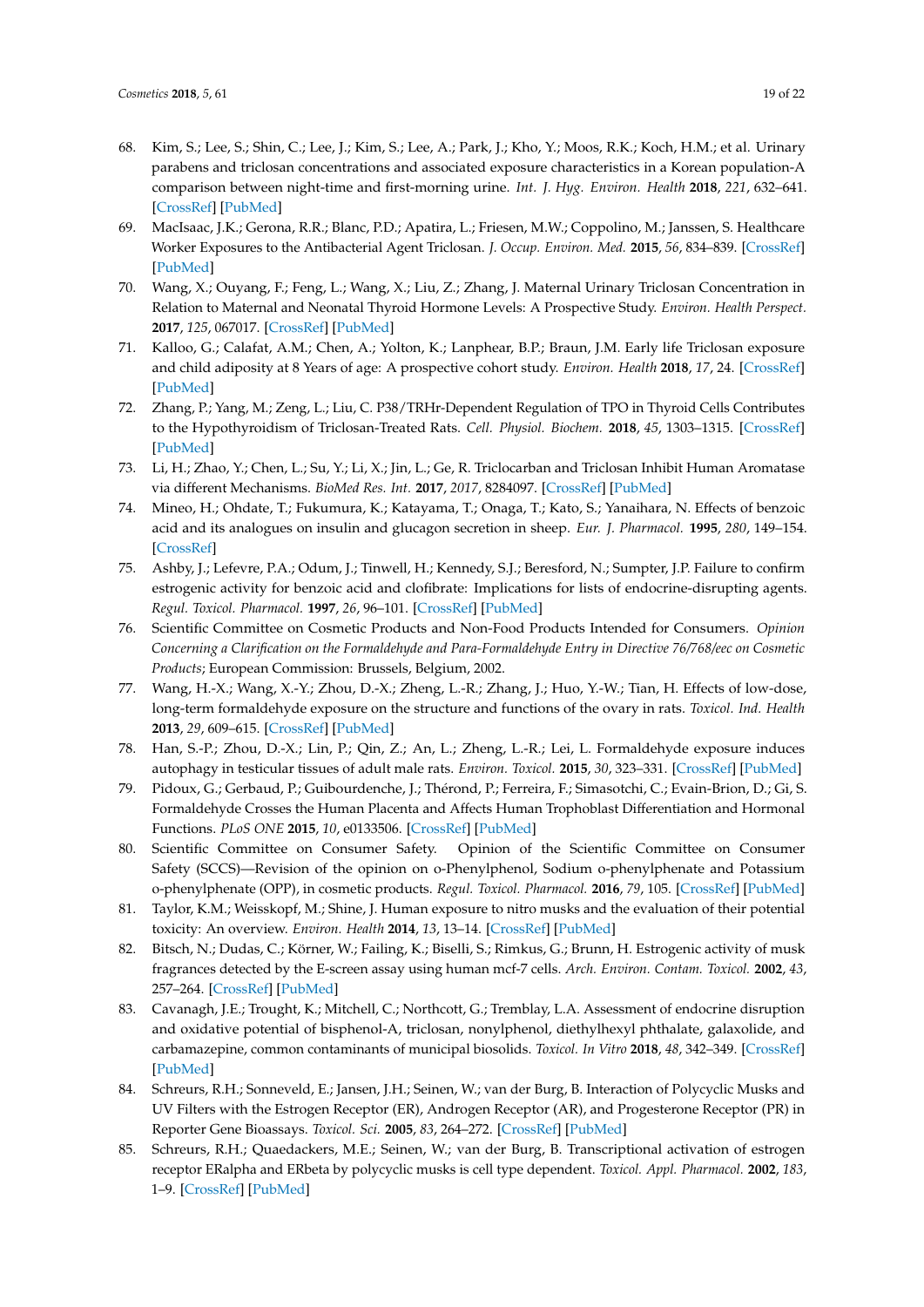68. Kim, S.; Lee, S.; Shin, C.; Lee, J.; Kim, S.; Lee, A.; Park, J.; Kho, Y.; Moos, R.K.; Koch, H.M.; et al. Urinary parabens and triclosan concentrations and associated exposure characteristics in a Korean population-A comparison between night-time and first-morning urine. *Int. J. Hyg. Environ. Health* **2018**, *221*, 632–641. [CrossRef] [PubMed]
69. MacIsaac, J.K.; Gerona, R.R.; Blanc, P.D.; Apatira, L.; Friesen, M.W.; Coppolino, M.; Janssen, S. Healthcare Worker Exposures to the Antibacterial Agent Triclosan. *J. Occup. Environ. Med.* **2015**, *56*, 834–839. [CrossRef] [PubMed]
70. Wang, X.; Ouyang, F.; Feng, L.; Wang, X.; Liu, Z.; Zhang, J. Maternal Urinary Triclosan Concentration in Relation to Maternal and Neonatal Thyroid Hormone Levels: A Prospective Study. *Environ. Health Perspect.* **2017**, *125*, 067017. [CrossRef] [PubMed]
71. Kalloo, G.; Calafat, A.M.; Chen, A.; Yolton, K.; Lanphear, B.P.; Braun, J.M. Early life Triclosan exposure and child adiposity at 8 Years of age: A prospective cohort study. *Environ. Health* **2018**, *17*, 24. [CrossRef] [PubMed]
72. Zhang, P.; Yang, M.; Zeng, L.; Liu, C. P38/TRHr-Dependent Regulation of TPO in Thyroid Cells Contributes to the Hypothyroidism of Triclosan-Treated Rats. *Cell. Physiol. Biochem.* **2018**, *45*, 1303–1315. [CrossRef] [PubMed]
73. Li, H.; Zhao, Y.; Chen, L.; Su, Y.; Li, X.; Jin, L.; Ge, R. Triclocarban and Triclosan Inhibit Human Aromatase via different Mechanisms. *BioMed Res. Int.* **2017**, *2017*, 8284097. [CrossRef] [PubMed]
74. Mineo, H.; Ohdate, T.; Fukumura, K.; Katayama, T.; Onaga, T.; Kato, S.; Yanaihara, N. Effects of benzoic acid and its analogues on insulin and glucagon secretion in sheep. *Eur. J. Pharmacol.* **1995**, *280*, 149–154. [CrossRef]
75. Ashby, J.; Lefevre, P.A.; Odum, J.; Tinwell, H.; Kennedy, S.J.; Beresford, N.; Sumpter, J.P. Failure to confirm estrogenic activity for benzoic acid and clofibrate: Implications for lists of endocrine-disrupting agents. *Regul. Toxicol. Pharmacol.* **1997**, *26*, 96–101. [CrossRef] [PubMed]
76. Scientific Committee on Cosmetic Products and Non-Food Products Intended for Consumers. *Opinion Concerning a Clarification on the Formaldehyde and Para-Formaldehyde Entry in Directive 76/768/eec on Cosmetic Products*; European Commission: Brussels, Belgium, 2002.
77. Wang, H.-X.; Wang, X.-Y.; Zhou, D.-X.; Zheng, L.-R.; Zhang, J.; Huo, Y.-W.; Tian, H. Effects of low-dose, long-term formaldehyde exposure on the structure and functions of the ovary in rats. *Toxicol. Ind. Health* **2013**, *29*, 609–615. [CrossRef] [PubMed]
78. Han, S.-P.; Zhou, D.-X.; Lin, P.; Qin, Z.; An, L.; Zheng, L.-R.; Lei, L. Formaldehyde exposure induces autophagy in testicular tissues of adult male rats. *Environ. Toxicol.* **2015**, *30*, 323–331. [CrossRef] [PubMed]
79. Pidoux, G.; Gerbaud, P.; Guibourdenche, J.; Thérond, P.; Ferreira, F.; Simasotchi, C.; Evain-Brion, D.; Gi, S. Formaldehyde Crosses the Human Placenta and Affects Human Trophoblast Differentiation and Hormonal Functions. *PLoS ONE* **2015**, *10*, e0133506. [CrossRef] [PubMed]
80. Scientific Committee on Consumer Safety. Opinion of the Scientific Committee on Consumer Safety (SCCS)—Revision of the opinion on o-Phenylphenol, Sodium o-phenylphenate and Potassium o-phenylphenate (OPP), in cosmetic products. *Regul. Toxicol. Pharmacol.* **2016**, *79*, 105. [CrossRef] [PubMed]
81. Taylor, K.M.; Weisskopf, M.; Shine, J. Human exposure to nitro musks and the evaluation of their potential toxicity: An overview. *Environ. Health* **2014**, *13*, 13–14. [CrossRef] [PubMed]
82. Bitsch, N.; Dudas, C.; Körner, W.; Failing, K.; Biselli, S.; Rimkus, G.; Brunn, H. Estrogenic activity of musk fragrances detected by the E-screen assay using human mcf-7 cells. *Arch. Environ. Contam. Toxicol.* **2002**, *43*, 257–264. [CrossRef] [PubMed]
83. Cavanagh, J.E.; Trought, K.; Mitchell, C.; Northcott, G.; Tremblay, L.A. Assessment of endocrine disruption and oxidative potential of bisphenol-A, triclosan, nonylphenol, diethylhexyl phthalate, galaxolide, and carbamazepine, common contaminants of municipal biosolids. *Toxicol. In Vitro* **2018**, *48*, 342–349. [CrossRef] [PubMed]
84. Schreurs, R.H.; Sonneveld, E.; Jansen, J.H.; Seinen, W.; van der Burg, B. Interaction of Polycyclic Musks and UV Filters with the Estrogen Receptor (ER), Androgen Receptor (AR), and Progesterone Receptor (PR) in Reporter Gene Bioassays. *Toxicol. Sci.* **2005**, *83*, 264–272. [CrossRef] [PubMed]
85. Schreurs, R.H.; Quaedackers, M.E.; Seinen, W.; van der Burg, B. Transcriptional activation of estrogen receptor ERalpha and ERbeta by polycyclic musks is cell type dependent. *Toxicol. Appl. Pharmacol.* **2002**, *183*, 1–9. [CrossRef] [PubMed]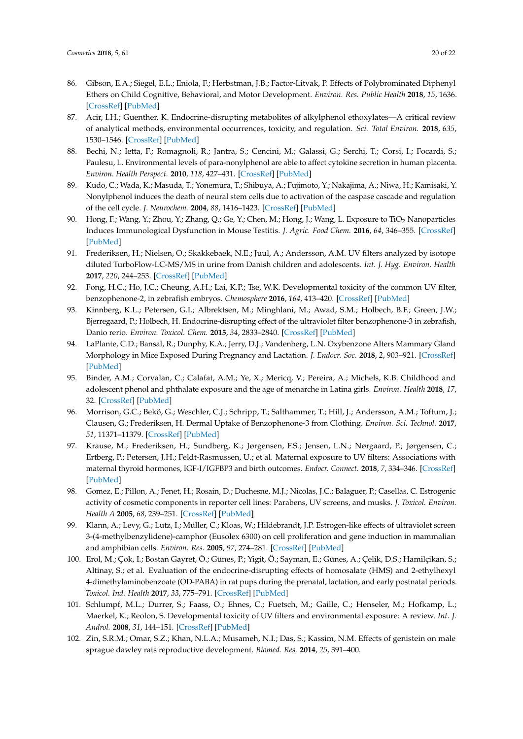86. Gibson, E.A.; Siegel, E.L.; Eniola, F.; Herbstman, J.B.; Factor-Litvak, P. Effects of Polybrominated Diphenyl Ethers on Child Cognitive, Behavioral, and Motor Development. *Environ. Res. Public Health* **2018**, *15*, 1636. [CrossRef] [PubMed]
87. Acir, I.H.; Guenther, K. Endocrine-disrupting metabolites of alkylphenol ethoxylates—A critical review of analytical methods, environmental occurrences, toxicity, and regulation. *Sci. Total Environ.* **2018**, *635*, 1530–1546. [CrossRef] [PubMed]
88. Bechi, N.; Ietta, F.; Romagnoli, R.; Jantra, S.; Cencini, M.; Galassi, G.; Serchi, T.; Corsi, I.; Focardi, S.; Paulesu, L. Environmental levels of para-nonylphenol are able to affect cytokine secretion in human placenta. *Environ. Health Perspect.* **2010**, *118*, 427–431. [CrossRef] [PubMed]
89. Kudo, C.; Wada, K.; Masuda, T.; Yonemura, T.; Shibuya, A.; Fujimoto, Y.; Nakajima, A.; Niwa, H.; Kamisaki, Y. Nonylphenol induces the death of neural stem cells due to activation of the caspase cascade and regulation of the cell cycle. *J. Neurochem.* **2004**, *88*, 1416–1423. [CrossRef] [PubMed]
90. Hong, F.; Wang, Y.; Zhou, Y.; Zhang, Q.; Ge, Y.; Chen, M.; Hong, J.; Wang, L. Exposure to $TiO_2$ Nanoparticles Induces Immunological Dysfunction in Mouse Testitis. *J. Agric. Food Chem.* **2016**, *64*, 346–355. [CrossRef] [PubMed]
91. Frederiksen, H.; Nielsen, O.; Skakkebaek, N.E.; Juul, A.; Andersson, A.M. UV filters analyzed by isotope diluted TurboFlow-LC-MS/MS in urine from Danish children and adolescents. *Int. J. Hyg. Environ. Health* **2017**, *220*, 244–253. [CrossRef] [PubMed]
92. Fong, H.C.; Ho, J.C.; Cheung, A.H.; Lai, K.P.; Tse, W.K. Developmental toxicity of the common UV filter, benzophenone-2, in zebrafish embryos. *Chemosphere* **2016**, *164*, 413–420. [CrossRef] [PubMed]
93. Kinnberg, K.L.; Petersen, G.I.; Albrektsen, M.; Minghlani, M.; Awad, S.M.; Holbech, B.F.; Green, J.W.; Bjerregaard, P.; Holbech, H. Endocrine-disrupting effect of the ultraviolet filter benzophenone-3 in zebrafish, Danio rerio. *Environ. Toxicol. Chem.* **2015**, *34*, 2833–2840. [CrossRef] [PubMed]
94. LaPlante, C.D.; Bansal, R.; Dunphy, K.A.; Jerry, D.J.; Vandenberg, L.N. Oxybenzone Alters Mammary Gland Morphology in Mice Exposed During Pregnancy and Lactation. *J. Endocr. Soc.* **2018**, *2*, 903–921. [CrossRef] [PubMed]
95. Binder, A.M.; Corvalan, C.; Calafat, A.M.; Ye, X.; Mericq, V.; Pereira, A.; Michels, K.B. Childhood and adolescent phenol and phthalate exposure and the age of menarche in Latina girls. *Environ. Health* **2018**, *17*, 32. [CrossRef] [PubMed]
96. Morrison, G.C.; Bekö, G.; Weschler, C.J.; Schripp, T.; Salthammer, T.; Hill, J.; Andersson, A.M.; Toftum, J.; Clausen, G.; Frederiksen, H. Dermal Uptake of Benzophenone-3 from Clothing. *Environ. Sci. Technol.* **2017**, *51*, 11371–11379. [CrossRef] [PubMed]
97. Krause, M.; Frederiksen, H.; Sundberg, K.; Jørgensen, F.S.; Jensen, L.N.; Nørgaard, P.; Jørgensen, C.; Ertberg, P.; Petersen, J.H.; Feldt-Rasmussen, U.; et al. Maternal exposure to UV filters: Associations with maternal thyroid hormones, IGF-I/IGFBP3 and birth outcomes. *Endocr. Connect.* **2018**, *7*, 334–346. [CrossRef] [PubMed]
98. Gomez, E.; Pillon, A.; Fenet, H.; Rosain, D.; Duchesne, M.J.; Nicolas, J.C.; Balaguer, P.; Casellas, C. Estrogenic activity of cosmetic components in reporter cell lines: Parabens, UV screens, and musks. *J. Toxicol. Environ. Health A* **2005**, *68*, 239–251. [CrossRef] [PubMed]
99. Klann, A.; Levy, G.; Lutz, I.; Müller, C.; Kloas, W.; Hildebrandt, J.P. Estrogen-like effects of ultraviolet screen 3-(4-methylbenzylidene)-camphor (Eusolex 6300) on cell proliferation and gene induction in mammalian and amphibian cells. *Environ. Res.* **2005**, *97*, 274–281. [CrossRef] [PubMed]
100. Erol, M.; Çok, I.; Bostan Gayret, Ö.; Günes, P.; Yigit, Ö.; Sayman, E.; Günes, A.; Çelik, D.S.; Hamilçikan, S.; Altinay, S.; et al. Evaluation of the endocrine-disrupting effects of homosalate (HMS) and 2-ethylhexyl 4-dimethylaminobenzoate (OD-PABA) in rat pups during the prenatal, lactation, and early postnatal periods. *Toxicol. Ind. Health* **2017**, *33*, 775–791. [CrossRef] [PubMed]
101. Schlumpf, M.L.; Durrer, S.; Faass, O.; Ehnes, C.; Fuetsch, M.; Gaille, C.; Henseler, M.; Hofkamp, L.; Maerkel, K.; Reolon, S. Developmental toxicity of UV filters and environmental exposure: A review. *Int. J. Androl.* **2008**, *31*, 144–151. [CrossRef] [PubMed]
102. Zin, S.R.M.; Omar, S.Z.; Khan, N.L.A.; Musameh, N.I.; Das, S.; Kassim, N.M. Effects of genistein on male sprague dawley rats reproductive development. *Biomed. Res.* **2014**, *25*, 391–400.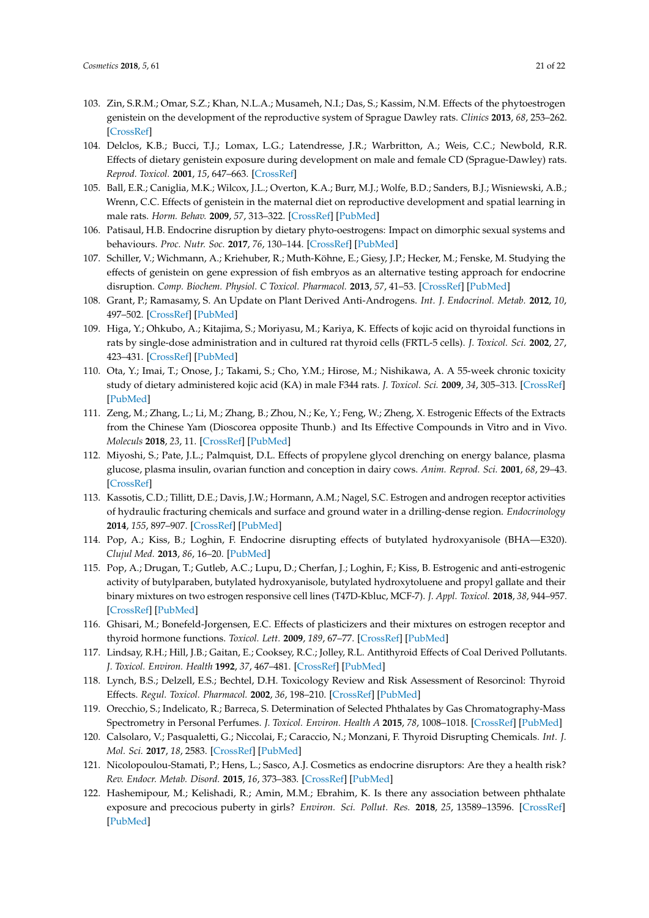103. Zin, S.R.M.; Omar, S.Z.; Khan, N.L.A.; Musameh, N.I.; Das, S.; Kassim, N.M. Effects of the phytoestrogen genistein on the development of the reproductive system of Sprague Dawley rats. *Clinics* **2013**, *68*, 253–262. [CrossRef]
104. Delclos, K.B.; Bucci, T.J.; Lomax, L.G.; Latendresse, J.R.; Warbritton, A.; Weis, C.C.; Newbold, R.R. Effects of dietary genistein exposure during development on male and female CD (Sprague-Dawley) rats. *Reprod. Toxicol.* **2001**, *15*, 647–663. [CrossRef]
105. Ball, E.R.; Caniglia, M.K.; Wilcox, J.L.; Overton, K.A.; Burr, M.J.; Wolfe, B.D.; Sanders, B.J.; Wisniewski, A.B.; Wrenn, C.C. Effects of genistein in the maternal diet on reproductive development and spatial learning in male rats. *Horm. Behav.* **2009**, *57*, 313–322. [CrossRef] [PubMed]
106. Patisaul, H.B. Endocrine disruption by dietary phyto-oestrogens: Impact on dimorphic sexual systems and behaviours. *Proc. Nutr. Soc.* **2017**, *76*, 130–144. [CrossRef] [PubMed]
107. Schiller, V.; Wichmann, A.; Kriehuber, R.; Muth-Köhne, E.; Giesy, J.P.; Hecker, M.; Fenske, M. Studying the effects of genistein on gene expression of fish embryos as an alternative testing approach for endocrine disruption. *Comp. Biochem. Physiol. C Toxicol. Pharmacol.* **2013**, *57*, 41–53. [CrossRef] [PubMed]
108. Grant, P.; Ramasamy, S. An Update on Plant Derived Anti-Androgens. *Int. J. Endocrinol. Metab.* **2012**, *10*, 497–502. [CrossRef] [PubMed]
109. Higa, Y.; Ohkubo, A.; Kitajima, S.; Moriyasu, M.; Kariya, K. Effects of kojic acid on thyroidal functions in rats by single-dose administration and in cultured rat thyroid cells (FRTL-5 cells). *J. Toxicol. Sci.* **2002**, *27*, 423–431. [CrossRef] [PubMed]
110. Ota, Y.; Imai, T.; Onose, J.; Takami, S.; Cho, Y.M.; Hirose, M.; Nishikawa, A. A 55-week chronic toxicity study of dietary administered kojic acid (KA) in male F344 rats. *J. Toxicol. Sci.* **2009**, *34*, 305–313. [CrossRef] [PubMed]
111. Zeng, M.; Zhang, L.; Li, M.; Zhang, B.; Zhou, N.; Ke, Y.; Feng, W.; Zheng, X. Estrogenic Effects of the Extracts from the Chinese Yam (Dioscorea opposite Thunb.) and Its Effective Compounds in Vitro and in Vivo. *Moleculs* **2018**, *23*, 11. [CrossRef] [PubMed]
112. Miyoshi, S.; Pate, J.L.; Palmquist, D.L. Effects of propylene glycol drenching on energy balance, plasma glucose, plasma insulin, ovarian function and conception in dairy cows. *Anim. Reprod. Sci.* **2001**, *68*, 29–43. [CrossRef]
113. Kassotis, C.D.; Tillitt, D.E.; Davis, J.W.; Hormann, A.M.; Nagel, S.C. Estrogen and androgen receptor activities of hydraulic fracturing chemicals and surface and ground water in a drilling-dense region. *Endocrinology* **2014**, *155*, 897–907. [CrossRef] [PubMed]
114. Pop, A.; Kiss, B.; Loghin, F. Endocrine disrupting effects of butylated hydroxyanisole (BHA—E320). *Clujul Med.* **2013**, *86*, 16–20. [PubMed]
115. Pop, A.; Drugan, T.; Gutleb, A.C.; Lupu, D.; Cherfan, J.; Loghin, F.; Kiss, B. Estrogenic and anti-estrogenic activity of butylparaben, butylated hydroxyanisole, butylated hydroxytoluene and propyl gallate and their binary mixtures on two estrogen responsive cell lines (T47D-Kbluc, MCF-7). *J. Appl. Toxicol.* **2018**, *38*, 944–957. [CrossRef] [PubMed]
116. Ghisari, M.; Bonefeld-Jorgensen, E.C. Effects of plasticizers and their mixtures on estrogen receptor and thyroid hormone functions. *Toxicol. Lett.* **2009**, *189*, 67–77. [CrossRef] [PubMed]
117. Lindsay, R.H.; Hill, J.B.; Gaitan, E.; Cooksey, R.C.; Jolley, R.L. Antithyroid Effects of Coal Derived Pollutants. *J. Toxicol. Environ. Health* **1992**, *37*, 467–481. [CrossRef] [PubMed]
118. Lynch, B.S.; Delzell, E.S.; Bechtel, D.H. Toxicology Review and Risk Assessment of Resorcinol: Thyroid Effects. *Regul. Toxicol. Pharmacol.* **2002**, *36*, 198–210. [CrossRef] [PubMed]
119. Orecchio, S.; Indelicato, R.; Barreca, S. Determination of Selected Phthalates by Gas Chromatography-Mass Spectrometry in Personal Perfumes. *J. Toxicol. Environ. Health A* **2015**, *78*, 1008–1018. [CrossRef] [PubMed]
120. Calsolaro, V.; Pasqualetti, G.; Niccolai, F.; Caraccio, N.; Monzani, F. Thyroid Disrupting Chemicals. *Int. J. Mol. Sci.* **2017**, *18*, 2583. [CrossRef] [PubMed]
121. Nicolopoulou-Stamati, P.; Hens, L.; Sasco, A.J. Cosmetics as endocrine disruptors: Are they a health risk? *Rev. Endocr. Metab. Disord.* **2015**, *16*, 373–383. [CrossRef] [PubMed]
122. Hashemipour, M.; Kelishadi, R.; Amin, M.M.; Ebrahim, K. Is there any association between phthalate exposure and precocious puberty in girls? *Environ. Sci. Pollut. Res.* **2018**, *25*, 13589–13596. [CrossRef] [PubMed]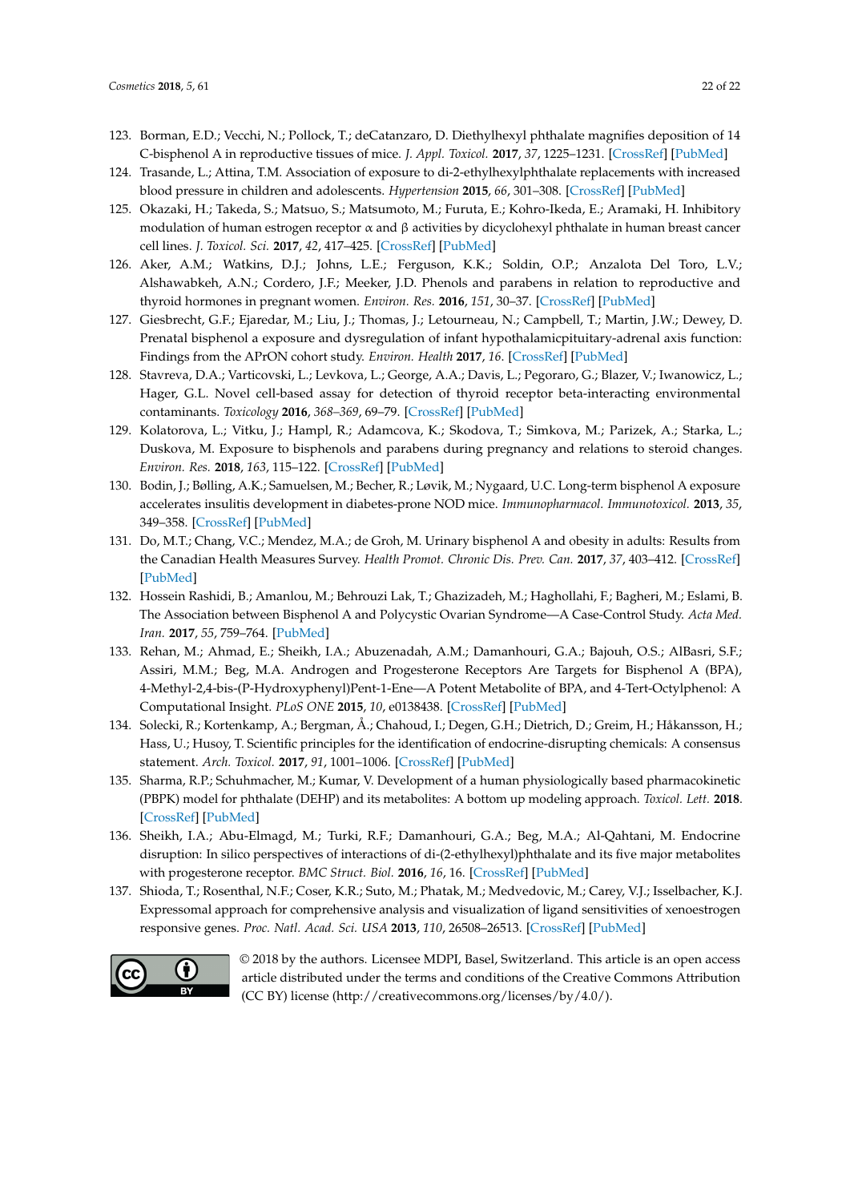123. Borman, E.D.; Vecchi, N.; Pollock, T.; deCatanzaro, D. Diethylhexyl phthalate magnifies deposition of 14 C-bisphenol A in reproductive tissues of mice. *J. Appl. Toxicol.* **2017**, *37*, 1225–1231. [CrossRef] [PubMed]
124. Trasande, L.; Attina, T.M. Association of exposure to di-2-ethylhexylphthalate replacements with increased blood pressure in children and adolescents. *Hypertension* **2015**, *66*, 301–308. [CrossRef] [PubMed]
125. Okazaki, H.; Takeda, S.; Matsuo, S.; Matsumoto, M.; Furuta, E.; Kohro-Ikeda, E.; Aramaki, H. Inhibitory modulation of human estrogen receptor α and β activities by dicyclohexyl phthalate in human breast cancer cell lines. *J. Toxicol. Sci.* **2017**, *42*, 417–425. [CrossRef] [PubMed]
126. Aker, A.M.; Watkins, D.J.; Johns, L.E.; Ferguson, K.K.; Soldin, O.P.; Anzalota Del Toro, L.V.; Alshawabkeh, A.N.; Cordero, J.F.; Meeker, J.D. Phenols and parabens in relation to reproductive and thyroid hormones in pregnant women. *Environ. Res.* **2016**, *151*, 30–37. [CrossRef] [PubMed]
127. Giesbrecht, G.F.; Ejaredar, M.; Liu, J.; Thomas, J.; Letourneau, N.; Campbell, T.; Martin, J.W.; Dewey, D. Prenatal bisphenol a exposure and dysregulation of infant hypothalamicpituitary-adrenal axis function: Findings from the APrON cohort study. *Environ. Health* **2017**, *16*. [CrossRef] [PubMed]
128. Stavreva, D.A.; Varticovski, L.; Levkova, L.; George, A.A.; Davis, L.; Pegoraro, G.; Blazer, V.; Iwanowicz, L.; Hager, G.L. Novel cell-based assay for detection of thyroid receptor beta-interacting environmental contaminants. *Toxicology* **2016**, *368–369*, 69–79. [CrossRef] [PubMed]
129. Kolatorova, L.; Vitku, J.; Hampl, R.; Adamcova, K.; Skodova, T.; Simkova, M.; Parizek, A.; Starka, L.; Duskova, M. Exposure to bisphenols and parabens during pregnancy and relations to steroid changes. *Environ. Res.* **2018**, *163*, 115–122. [CrossRef] [PubMed]
130. Bodin, J.; Bølling, A.K.; Samuelsen, M.; Becher, R.; Løvik, M.; Nygaard, U.C. Long-term bisphenol A exposure accelerates insulitis development in diabetes-prone NOD mice. *Immunopharmacol. Immunotoxicol.* **2013**, *35*, 349–358. [CrossRef] [PubMed]
131. Do, M.T.; Chang, V.C.; Mendez, M.A.; de Groh, M. Urinary bisphenol A and obesity in adults: Results from the Canadian Health Measures Survey. *Health Promot. Chronic Dis. Prev. Can.* **2017**, *37*, 403–412. [CrossRef] [PubMed]
132. Hossein Rashidi, B.; Amanlou, M.; Behrouzi Lak, T.; Ghazizadeh, M.; Haghollahi, F.; Bagheri, M.; Eslami, B. The Association between Bisphenol A and Polycystic Ovarian Syndrome—A Case-Control Study. *Acta Med. Iran.* **2017**, *55*, 759–764. [PubMed]
133. Rehan, M.; Ahmad, E.; Sheikh, I.A.; Abuzenadah, A.M.; Damanhouri, G.A.; Bajouh, O.S.; AlBasri, S.F.; Assiri, M.M.; Beg, M.A. Androgen and Progesterone Receptors Are Targets for Bisphenol A (BPA), 4-Methyl-2,4-bis-(P-Hydroxyphenyl)Pent-1-Ene—A Potent Metabolite of BPA, and 4-Tert-Octylphenol: A Computational Insight. *PLoS ONE* **2015**, *10*, e0138438. [CrossRef] [PubMed]
134. Solecki, R.; Kortenkamp, A.; Bergman, Å.; Chahoud, I.; Degen, G.H.; Dietrich, D.; Greim, H.; Håkansson, H.; Hass, U.; Husoy, T. Scientific principles for the identification of endocrine-disrupting chemicals: A consensus statement. *Arch. Toxicol.* **2017**, *91*, 1001–1006. [CrossRef] [PubMed]
135. Sharma, R.P.; Schuhmacher, M.; Kumar, V. Development of a human physiologically based pharmacokinetic (PBPK) model for phthalate (DEHP) and its metabolites: A bottom up modeling approach. *Toxicol. Lett.* **2018**. [CrossRef] [PubMed]
136. Sheikh, I.A.; Abu-Elmagd, M.; Turki, R.F.; Damanhouri, G.A.; Beg, M.A.; Al-Qahtani, M. Endocrine disruption: In silico perspectives of interactions of di-(2-ethylhexyl)phthalate and its five major metabolites with progesterone receptor. *BMC Struct. Biol.* **2016**, *16*, 16. [CrossRef] [PubMed]
137. Shioda, T.; Rosenthal, N.F.; Coser, K.R.; Suto, M.; Phatak, M.; Medvedovic, M.; Carey, V.J.; Isselbacher, K.J. Expressomal approach for comprehensive analysis and visualization of ligand sensitivities of xenoestrogen responsive genes. *Proc. Natl. Acad. Sci. USA* **2013**, *110*, 26508–26513. [CrossRef] [PubMed]

© 2018 by the authors. Licensee MDPI, Basel, Switzerland. This article is an open access article distributed under the terms and conditions of the Creative Commons Attribution (CC BY) license (http://creativecommons.org/licenses/by/4.0/).